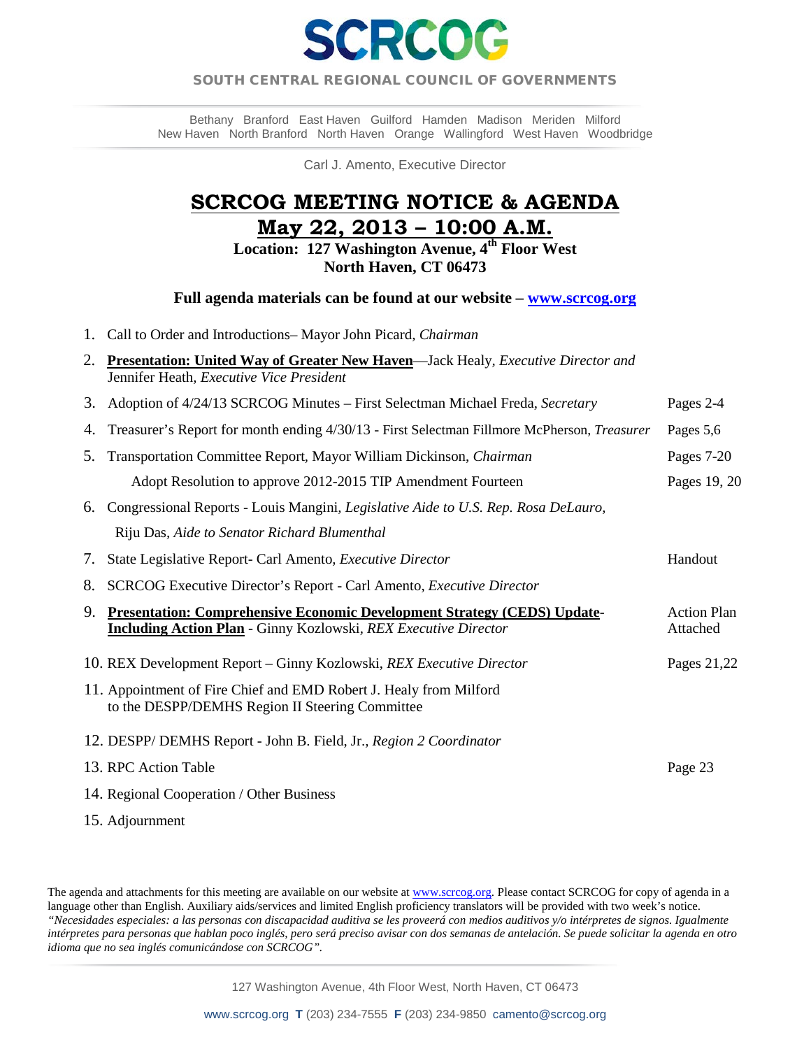# SCRCOG

**SOUTH CENTRAL REGIONAL COUNCIL OF GOVERNMENTS**

Bethany Branford East Haven Guilford Hamden Madison Meriden Milford
New Haven North Branford North Haven Orange Wallingford West Haven Woodbridge

Carl J. Amento, Executive Director

## SCRCOG MEETING NOTICE & AGENDA
## May 22, 2013 – 10:00 A.M.

**Location: 127 Washington Avenue, 4th Floor West**
**North Haven, CT 06473**

**Full agenda materials can be found at our website – www.scrcog.org**

| | | |
|---|---|---|
| 1. | Call to Order and Introductions– Mayor John Picard, *Chairman* | |
| 2. | **Presentation: United Way of Greater New Haven**—Jack Healy, *Executive Director and* Jennifer Heath, *Executive Vice President* | |
| 3. | Adoption of 4/24/13 SCRCOG Minutes – First Selectman Michael Freda, *Secretary* | Pages 2-4 |
| 4. | Treasurer's Report for month ending 4/30/13 - First Selectman Fillmore McPherson, *Treasurer* | Pages 5,6 |
| 5. | Transportation Committee Report, Mayor William Dickinson, *Chairman* | Pages 7-20 |
| | Adopt Resolution to approve 2012-2015 TIP Amendment Fourteen | Pages 19, 20 |
| 6. | Congressional Reports - Louis Mangini, *Legislative Aide to U.S. Rep. Rosa DeLauro,* Riju Das, *Aide to Senator Richard Blumenthal* | |
| 7. | State Legislative Report- Carl Amento, *Executive Director* | Handout |
| 8. | SCRCOG Executive Director's Report - Carl Amento, *Executive Director* | |
| 9. | **Presentation: Comprehensive Economic Development Strategy (CEDS) Update-Including Action Plan** - Ginny Kozlowski, *REX Executive Director* | Action Plan Attached |
| 10. | REX Development Report – Ginny Kozlowski, *REX Executive Director* | Pages 21,22 |
| 11. | Appointment of Fire Chief and EMD Robert J. Healy from Milford to the DESPP/DEMHS Region II Steering Committee | |
| 12. | DESPP/ DEMHS Report - John B. Field, Jr., *Region 2 Coordinator* | |
| 13. | RPC Action Table | Page 23 |
| 14. | Regional Cooperation / Other Business | |
| 15. | Adjournment | |

The agenda and attachments for this meeting are available on our website at www.scrcog.org. Please contact SCRCOG for copy of agenda in a language other than English. Auxiliary aids/services and limited English proficiency translators will be provided with two week's notice. *"Necesidades especiales: a las personas con discapacidad auditiva se les proveerá con medios auditivos y/o intérpretes de signos. Igualmente intérpretes para personas que hablan poco inglés, pero será preciso avisar con dos semanas de antelación. Se puede solicitar la agenda en otro idioma que no sea inglés comunicándose con SCRCOG".*

127 Washington Avenue, 4th Floor West, North Haven, CT 06473

www.scrcog.org **T** (203) 234-7555 **F** (203) 234-9850 camento@scrcog.org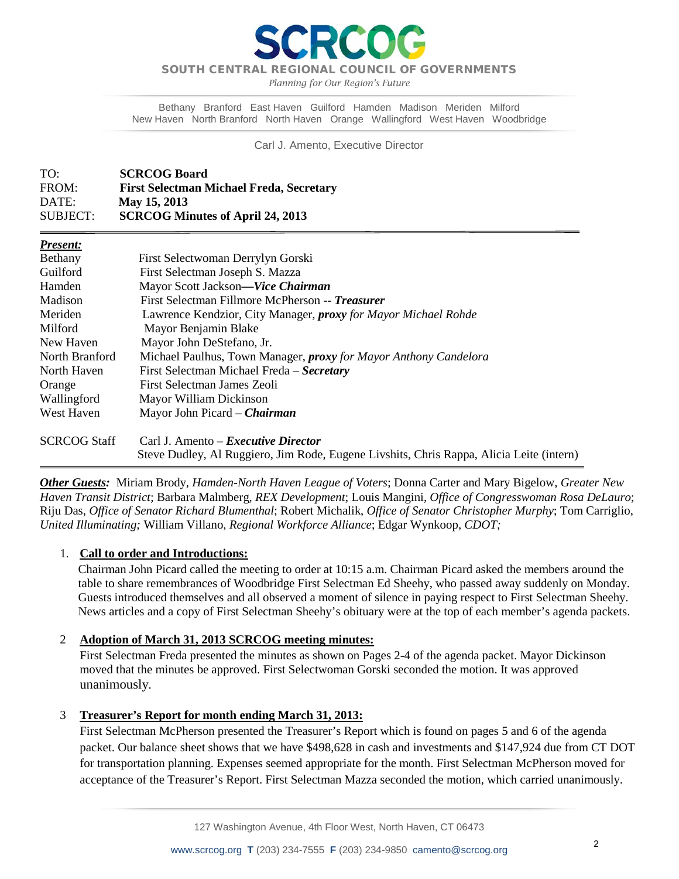# SCRCOG

**SOUTH CENTRAL REGIONAL COUNCIL OF GOVERNMENTS**

*Planning for Our Region's Future*

Bethany Branford East Haven Guilford Hamden Madison Meriden Milford
New Haven North Branford North Haven Orange Wallingford West Haven Woodbridge

Carl J. Amento, Executive Director

| | |
|---|---|
| TO: | **SCRCOG Board** |
| FROM: | **First Selectman Michael Freda, Secretary** |
| DATE: | **May 15, 2013** |
| SUBJECT: | **SCRCOG Minutes of April 24, 2013** |

***Present:***

| | |
|---|---|
| Bethany | First Selectwoman Derrylyn Gorski |
| Guilford | First Selectman Joseph S. Mazza |
| Hamden | Mayor Scott Jackson—***Vice Chairman*** |
| Madison | First Selectman Fillmore McPherson -- ***Treasurer*** |
| Meriden | Lawrence Kendzior, City Manager, ***proxy*** *for Mayor Michael Rohde* |
| Milford | Mayor Benjamin Blake |
| New Haven | Mayor John DeStefano, Jr. |
| North Branford | Michael Paulhus, Town Manager, ***proxy*** *for Mayor Anthony Candelora* |
| North Haven | First Selectman Michael Freda – ***Secretary*** |
| Orange | First Selectman James Zeoli |
| Wallingford | Mayor William Dickinson |
| West Haven | Mayor John Picard – ***Chairman*** |
| SCRCOG Staff | Carl J. Amento – ***Executive Director*** |
| | Steve Dudley, Al Ruggiero, Jim Rode, Eugene Livshits, Chris Rappa, Alicia Leite (intern) |

***Other Guests:*** Miriam Brody, *Hamden-North Haven League of Voters*; Donna Carter and Mary Bigelow, *Greater New Haven Transit District*; Barbara Malmberg, *REX Development*; Louis Mangini, *Office of Congresswoman Rosa DeLauro*; Riju Das, *Office of Senator Richard Blumenthal*; Robert Michalik, *Office of Senator Christopher Murphy*; Tom Carriglio, *United Illuminating;* William Villano, *Regional Workforce Alliance*; Edgar Wynkoop, *CDOT;*

1. **Call to order and Introductions:**

   Chairman John Picard called the meeting to order at 10:15 a.m. Chairman Picard asked the members around the table to share remembrances of Woodbridge First Selectman Ed Sheehy, who passed away suddenly on Monday. Guests introduced themselves and all observed a moment of silence in paying respect to First Selectman Sheehy. News articles and a copy of First Selectman Sheehy's obituary were at the top of each member's agenda packets.

2. **Adoption of March 31, 2013 SCRCOG meeting minutes:**

   First Selectman Freda presented the minutes as shown on Pages 2-4 of the agenda packet. Mayor Dickinson moved that the minutes be approved. First Selectwoman Gorski seconded the motion. It was approved unanimously.

3. **Treasurer's Report for month ending March 31, 2013:**

   First Selectman McPherson presented the Treasurer's Report which is found on pages 5 and 6 of the agenda packet. Our balance sheet shows that we have $498,628 in cash and investments and $147,924 due from CT DOT for transportation planning. Expenses seemed appropriate for the month. First Selectman McPherson moved for acceptance of the Treasurer's Report. First Selectman Mazza seconded the motion, which carried unanimously.

127 Washington Avenue, 4th Floor West, North Haven, CT 06473

www.scrcog.org **T** (203) 234-7555 **F** (203) 234-9850 camento@scrcog.org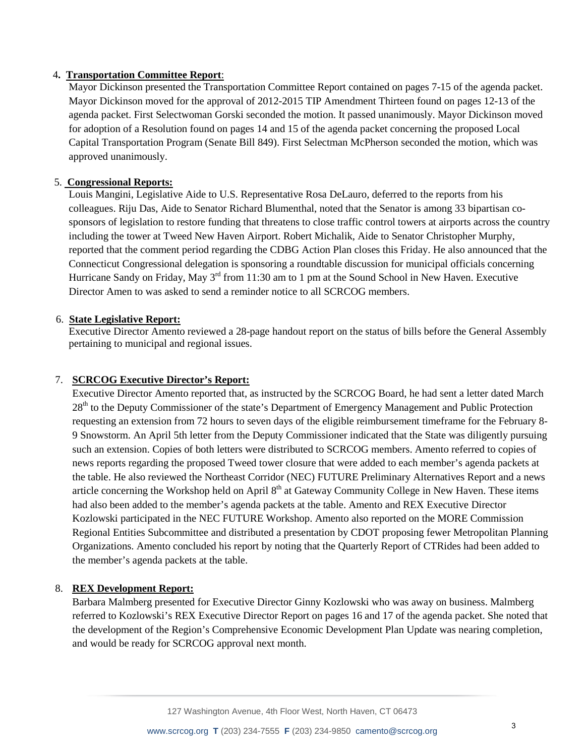4. **Transportation Committee Report**:

Mayor Dickinson presented the Transportation Committee Report contained on pages 7-15 of the agenda packet. Mayor Dickinson moved for the approval of 2012-2015 TIP Amendment Thirteen found on pages 12-13 of the agenda packet. First Selectwoman Gorski seconded the motion. It passed unanimously. Mayor Dickinson moved for adoption of a Resolution found on pages 14 and 15 of the agenda packet concerning the proposed Local Capital Transportation Program (Senate Bill 849). First Selectman McPherson seconded the motion, which was approved unanimously.

5. **Congressional Reports:**

Louis Mangini, Legislative Aide to U.S. Representative Rosa DeLauro, deferred to the reports from his colleagues. Riju Das, Aide to Senator Richard Blumenthal, noted that the Senator is among 33 bipartisan co-sponsors of legislation to restore funding that threatens to close traffic control towers at airports across the country including the tower at Tweed New Haven Airport. Robert Michalik, Aide to Senator Christopher Murphy, reported that the comment period regarding the CDBG Action Plan closes this Friday. He also announced that the Connecticut Congressional delegation is sponsoring a roundtable discussion for municipal officials concerning Hurricane Sandy on Friday, May 3rd from 11:30 am to 1 pm at the Sound School in New Haven. Executive Director Amen to was asked to send a reminder notice to all SCRCOG members.

6. **State Legislative Report:**

Executive Director Amento reviewed a 28-page handout report on the status of bills before the General Assembly pertaining to municipal and regional issues.

7. **SCRCOG Executive Director's Report:**

Executive Director Amento reported that, as instructed by the SCRCOG Board, he had sent a letter dated March 28th to the Deputy Commissioner of the state's Department of Emergency Management and Public Protection requesting an extension from 72 hours to seven days of the eligible reimbursement timeframe for the February 8-9 Snowstorm. An April 5th letter from the Deputy Commissioner indicated that the State was diligently pursuing such an extension. Copies of both letters were distributed to SCRCOG members. Amento referred to copies of news reports regarding the proposed Tweed tower closure that were added to each member's agenda packets at the table. He also reviewed the Northeast Corridor (NEC) FUTURE Preliminary Alternatives Report and a news article concerning the Workshop held on April 8th at Gateway Community College in New Haven. These items had also been added to the member's agenda packets at the table. Amento and REX Executive Director Kozlowski participated in the NEC FUTURE Workshop. Amento also reported on the MORE Commission Regional Entities Subcommittee and distributed a presentation by CDOT proposing fewer Metropolitan Planning Organizations. Amento concluded his report by noting that the Quarterly Report of CTRides had been added to the member's agenda packets at the table.

8. **REX Development Report:**

Barbara Malmberg presented for Executive Director Ginny Kozlowski who was away on business. Malmberg referred to Kozlowski's REX Executive Director Report on pages 16 and 17 of the agenda packet. She noted that the development of the Region's Comprehensive Economic Development Plan Update was nearing completion, and would be ready for SCRCOG approval next month.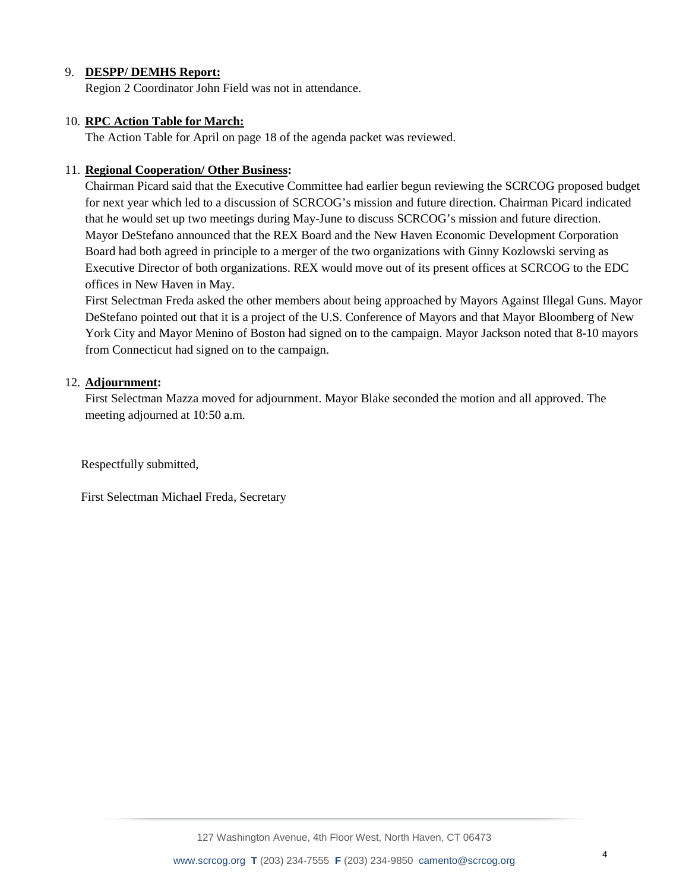9. **DESPP/ DEMHS Report:**
   Region 2 Coordinator John Field was not in attendance.

10. **RPC Action Table for March:**
    The Action Table for April on page 18 of the agenda packet was reviewed.

11. **Regional Cooperation/ Other Business:**
    Chairman Picard said that the Executive Committee had earlier begun reviewing the SCRCOG proposed budget for next year which led to a discussion of SCRCOG's mission and future direction. Chairman Picard indicated that he would set up two meetings during May-June to discuss SCRCOG's mission and future direction.
    Mayor DeStefano announced that the REX Board and the New Haven Economic Development Corporation Board had both agreed in principle to a merger of the two organizations with Ginny Kozlowski serving as Executive Director of both organizations. REX would move out of its present offices at SCRCOG to the EDC offices in New Haven in May.
    First Selectman Freda asked the other members about being approached by Mayors Against Illegal Guns. Mayor DeStefano pointed out that it is a project of the U.S. Conference of Mayors and that Mayor Bloomberg of New York City and Mayor Menino of Boston had signed on to the campaign. Mayor Jackson noted that 8-10 mayors from Connecticut had signed on to the campaign.

12. **Adjournment:**
    First Selectman Mazza moved for adjournment. Mayor Blake seconded the motion and all approved. The meeting adjourned at 10:50 a.m.

Respectfully submitted,

First Selectman Michael Freda, Secretary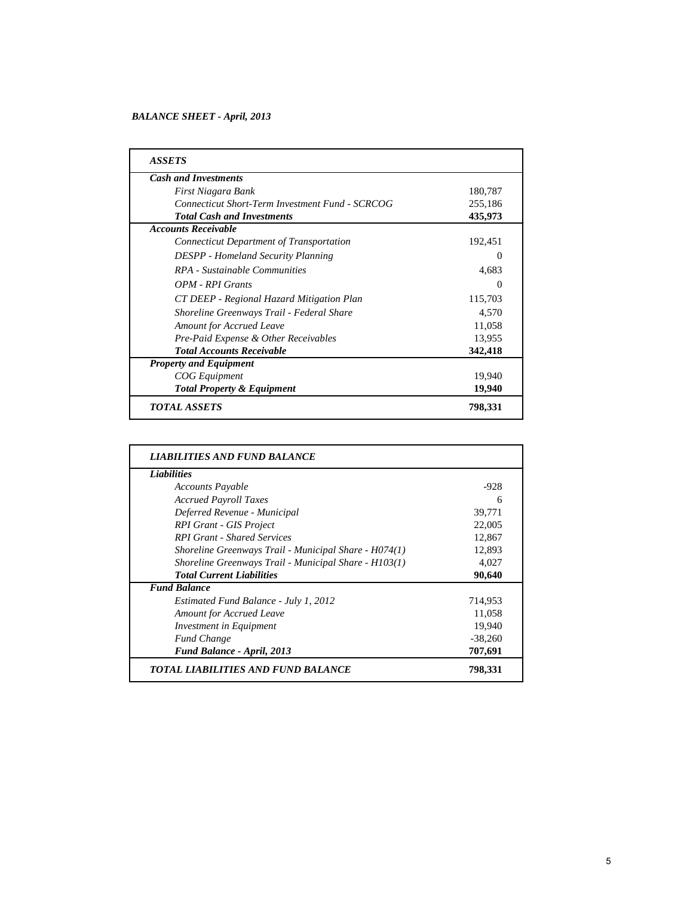***BALANCE SHEET - April, 2013***

| ***ASSETS*** | |
|---|---|
| ***Cash and Investments*** | |
| *First Niagara Bank* | 180,787 |
| *Connecticut Short-Term Investment Fund - SCRCOG* | 255,186 |
| ***Total Cash and Investments*** | **435,973** |
| ***Accounts Receivable*** | |
| *Connecticut Department of Transportation* | 192,451 |
| *DESPP - Homeland Security Planning* | 0 |
| *RPA - Sustainable Communities* | 4,683 |
| *OPM - RPI Grants* | 0 |
| *CT DEEP - Regional Hazard Mitigation Plan* | 115,703 |
| *Shoreline Greenways Trail - Federal Share* | 4,570 |
| *Amount for Accrued Leave* | 11,058 |
| *Pre-Paid Expense & Other Receivables* | 13,955 |
| ***Total Accounts Receivable*** | **342,418** |
| ***Property and Equipment*** | |
| *COG Equipment* | 19,940 |
| ***Total Property & Equipment*** | **19,940** |
| ***TOTAL ASSETS*** | **798,331** |

| ***LIABILITIES AND FUND BALANCE*** | |
|---|---|
| ***Liabilities*** | |
| *Accounts Payable* | -928 |
| *Accrued Payroll Taxes* | 6 |
| *Deferred Revenue - Municipal* | 39,771 |
| *RPI Grant - GIS Project* | 22,005 |
| *RPI Grant - Shared Services* | 12,867 |
| *Shoreline Greenways Trail - Municipal Share - H074(1)* | 12,893 |
| *Shoreline Greenways Trail - Municipal Share - H103(1)* | 4,027 |
| ***Total Current Liabilities*** | **90,640** |
| ***Fund Balance*** | |
| *Estimated Fund Balance - July 1, 2012* | 714,953 |
| *Amount for Accrued Leave* | 11,058 |
| *Investment in Equipment* | 19,940 |
| *Fund Change* | -38,260 |
| ***Fund Balance - April, 2013*** | **707,691** |
| ***TOTAL LIABILITIES AND FUND BALANCE*** | **798,331** |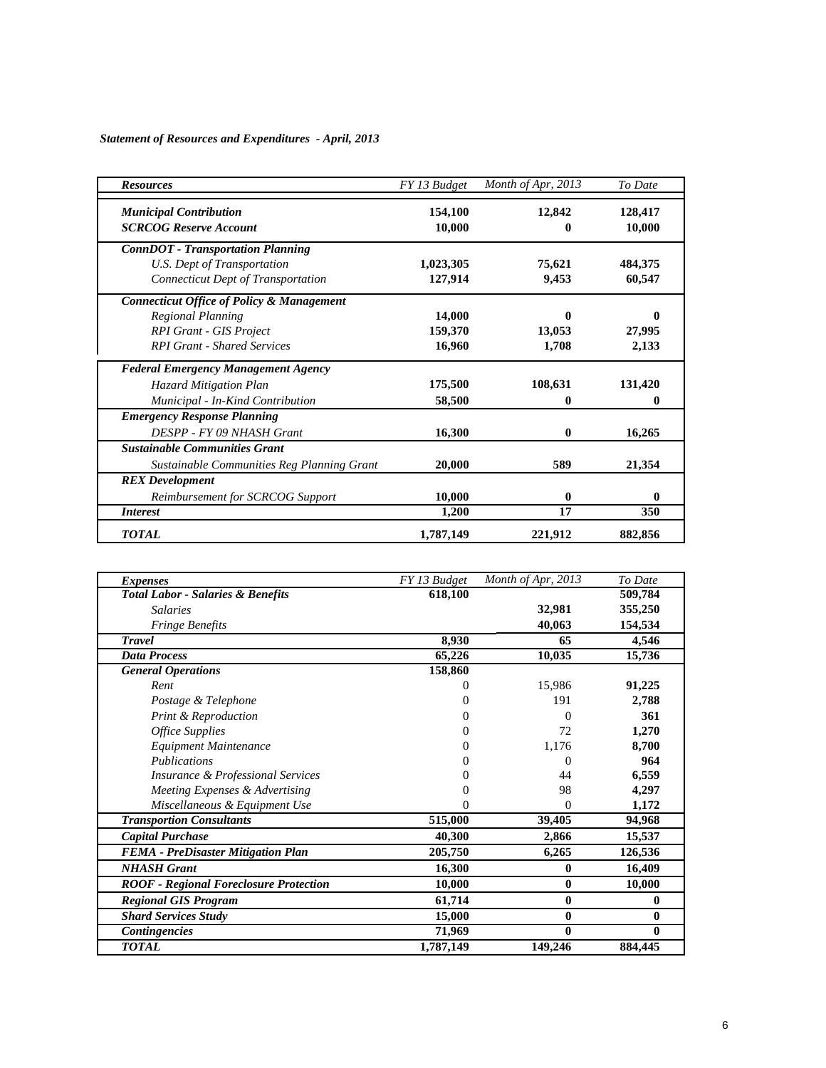*Statement of Resources and Expenditures - April, 2013*

| *Resources* | *FY 13 Budget* | *Month of Apr, 2013* | *To Date* |
|---|---|---|---|
| ***Municipal Contribution*** | **154,100** | **12,842** | **128,417** |
| ***SCRCOG Reserve Account*** | **10,000** | **0** | **10,000** |
| ***ConnDOT - Transportation Planning*** | | | |
| *U.S. Dept of Transportation* | **1,023,305** | **75,621** | **484,375** |
| *Connecticut Dept of Transportation* | **127,914** | **9,453** | **60,547** |
| ***Connecticut Office of Policy & Management*** | | | |
| *Regional Planning* | **14,000** | **0** | **0** |
| *RPI Grant - GIS Project* | **159,370** | **13,053** | **27,995** |
| *RPI Grant - Shared Services* | **16,960** | **1,708** | **2,133** |
| ***Federal Emergency Management Agency*** | | | |
| *Hazard Mitigation Plan* | **175,500** | **108,631** | **131,420** |
| *Municipal - In-Kind Contribution* | **58,500** | **0** | **0** |
| ***Emergency Response Planning*** | | | |
| *DESPP - FY 09 NHASH Grant* | **16,300** | **0** | **16,265** |
| ***Sustainable Communities Grant*** | | | |
| *Sustainable Communities Reg Planning Grant* | **20,000** | **589** | **21,354** |
| ***REX Development*** | | | |
| *Reimbursement for SCRCOG Support* | **10,000** | **0** | **0** |
| ***Interest*** | **1,200** | **17** | **350** |
| ***TOTAL*** | **1,787,149** | **221,912** | **882,856** |

| *Expenses* | *FY 13 Budget* | *Month of Apr, 2013* | *To Date* |
|---|---|---|---|
| ***Total Labor - Salaries & Benefits*** | **618,100** | | **509,784** |
| *Salaries* | | **32,981** | **355,250** |
| *Fringe Benefits* | | **40,063** | **154,534** |
| ***Travel*** | **8,930** | **65** | **4,546** |
| ***Data Process*** | **65,226** | **10,035** | **15,736** |
| ***General Operations*** | **158,860** | | |
| *Rent* | 0 | 15,986 | **91,225** |
| *Postage & Telephone* | 0 | 191 | **2,788** |
| *Print & Reproduction* | 0 | 0 | **361** |
| *Office Supplies* | 0 | 72 | **1,270** |
| *Equipment Maintenance* | 0 | 1,176 | **8,700** |
| *Publications* | 0 | 0 | **964** |
| *Insurance & Professional Services* | 0 | 44 | **6,559** |
| *Meeting Expenses & Advertising* | 0 | 98 | **4,297** |
| *Miscellaneous & Equipment Use* | 0 | 0 | **1,172** |
| ***Transportion Consultants*** | **515,000** | **39,405** | **94,968** |
| ***Capital Purchase*** | **40,300** | **2,866** | **15,537** |
| ***FEMA - PreDisaster Mitigation Plan*** | **205,750** | **6,265** | **126,536** |
| ***NHASH Grant*** | **16,300** | **0** | **16,409** |
| ***ROOF - Regional Foreclosure Protection*** | **10,000** | **0** | **10,000** |
| ***Regional GIS Program*** | **61,714** | **0** | **0** |
| ***Shard Services Study*** | **15,000** | **0** | **0** |
| ***Contingencies*** | **71,969** | **0** | **0** |
| ***TOTAL*** | **1,787,149** | **149,246** | **884,445** |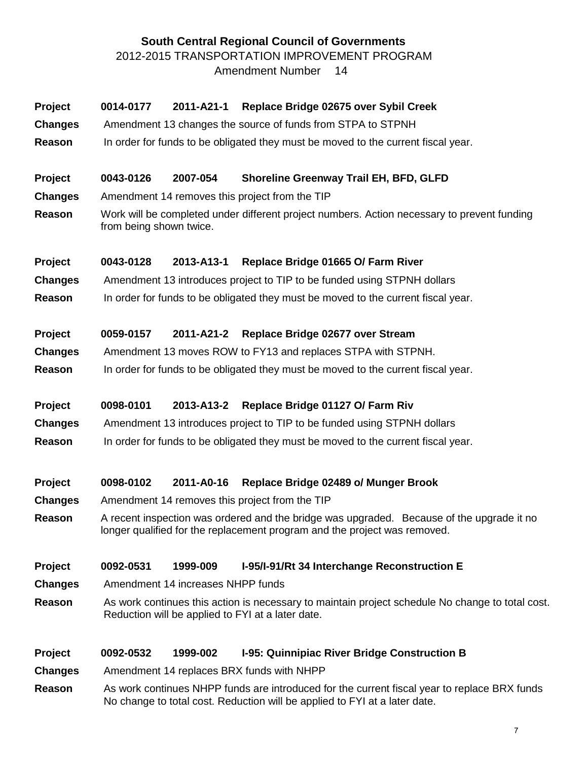**South Central Regional Council of Governments**

2012-2015 TRANSPORTATION IMPROVEMENT PROGRAM

Amendment Number 14

**Project** **0014-0177** **2011-A21-1** **Replace Bridge 02675 over Sybil Creek**

**Changes** Amendment 13 changes the source of funds from STPA to STPNH

**Reason** In order for funds to be obligated they must be moved to the current fiscal year.

**Project** **0043-0126** **2007-054** **Shoreline Greenway Trail EH, BFD, GLFD**

**Changes** Amendment 14 removes this project from the TIP

**Reason** Work will be completed under different project numbers. Action necessary to prevent funding from being shown twice.

**Project** **0043-0128** **2013-A13-1** **Replace Bridge 01665 O/ Farm River**

**Changes** Amendment 13 introduces project to TIP to be funded using STPNH dollars

**Reason** In order for funds to be obligated they must be moved to the current fiscal year.

**Project** **0059-0157** **2011-A21-2** **Replace Bridge 02677 over Stream**

**Changes** Amendment 13 moves ROW to FY13 and replaces STPA with STPNH.

**Reason** In order for funds to be obligated they must be moved to the current fiscal year.

**Project** **0098-0101** **2013-A13-2** **Replace Bridge 01127 O/ Farm Riv**

**Changes** Amendment 13 introduces project to TIP to be funded using STPNH dollars

**Reason** In order for funds to be obligated they must be moved to the current fiscal year.

**Project** **0098-0102** **2011-A0-16** **Replace Bridge 02489 o/ Munger Brook**

**Changes** Amendment 14 removes this project from the TIP

**Reason** A recent inspection was ordered and the bridge was upgraded. Because of the upgrade it no longer qualified for the replacement program and the project was removed.

**Project** **0092-0531** **1999-009** **I-95/I-91/Rt 34 Interchange Reconstruction E**

**Changes** Amendment 14 increases NHPP funds

**Reason** As work continues this action is necessary to maintain project schedule No change to total cost. Reduction will be applied to FYI at a later date.

**Project** **0092-0532** **1999-002** **I-95: Quinnipiac River Bridge Construction B**

**Changes** Amendment 14 replaces BRX funds with NHPP

**Reason** As work continues NHPP funds are introduced for the current fiscal year to replace BRX funds No change to total cost. Reduction will be applied to FYI at a later date.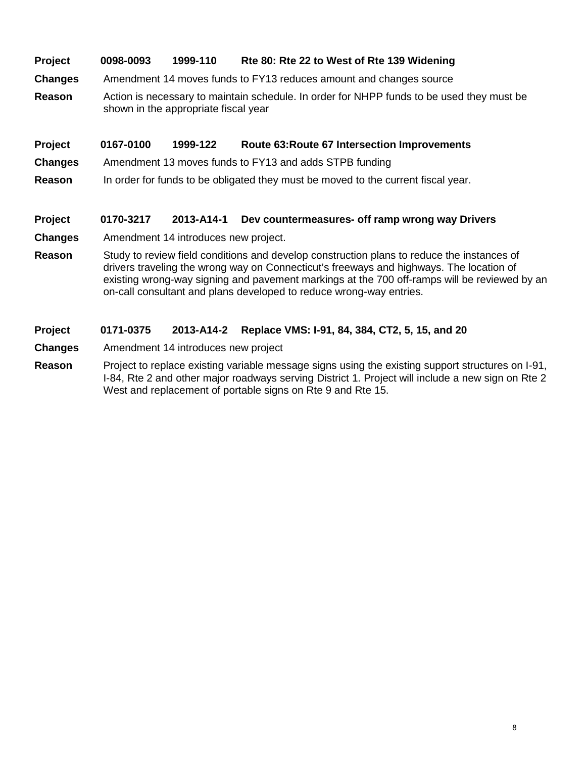| | | | |
|---|---|---|---|
| **Project** | **0098-0093** | **1999-110** | **Rte 80: Rte 22 to West of Rte 139 Widening** |
| **Changes** | Amendment 14 moves funds to FY13 reduces amount and changes source | | |
| **Reason** | Action is necessary to maintain schedule. In order for NHPP funds to be used they must be shown in the appropriate fiscal year | | |

| | | | |
|---|---|---|---|
| **Project** | **0167-0100** | **1999-122** | **Route 63:Route 67 Intersection Improvements** |
| **Changes** | Amendment 13 moves funds to FY13 and adds STPB funding | | |
| **Reason** | In order for funds to be obligated they must be moved to the current fiscal year. | | |

| | | | |
|---|---|---|---|
| **Project** | **0170-3217** | **2013-A14-1** | **Dev countermeasures- off ramp wrong way Drivers** |
| **Changes** | Amendment 14 introduces new project. | | |
| **Reason** | Study to review field conditions and develop construction plans to reduce the instances of drivers traveling the wrong way on Connecticut's freeways and highways. The location of existing wrong-way signing and pavement markings at the 700 off-ramps will be reviewed by an on-call consultant and plans developed to reduce wrong-way entries. | | |

| | | | |
|---|---|---|---|
| **Project** | **0171-0375** | **2013-A14-2** | **Replace VMS: I-91, 84, 384, CT2, 5, 15, and 20** |
| **Changes** | Amendment 14 introduces new project | | |
| **Reason** | Project to replace existing variable message signs using the existing support structures on I-91, I-84, Rte 2 and other major roadways serving District 1. Project will include a new sign on Rte 2 West and replacement of portable signs on Rte 9 and Rte 15. | | |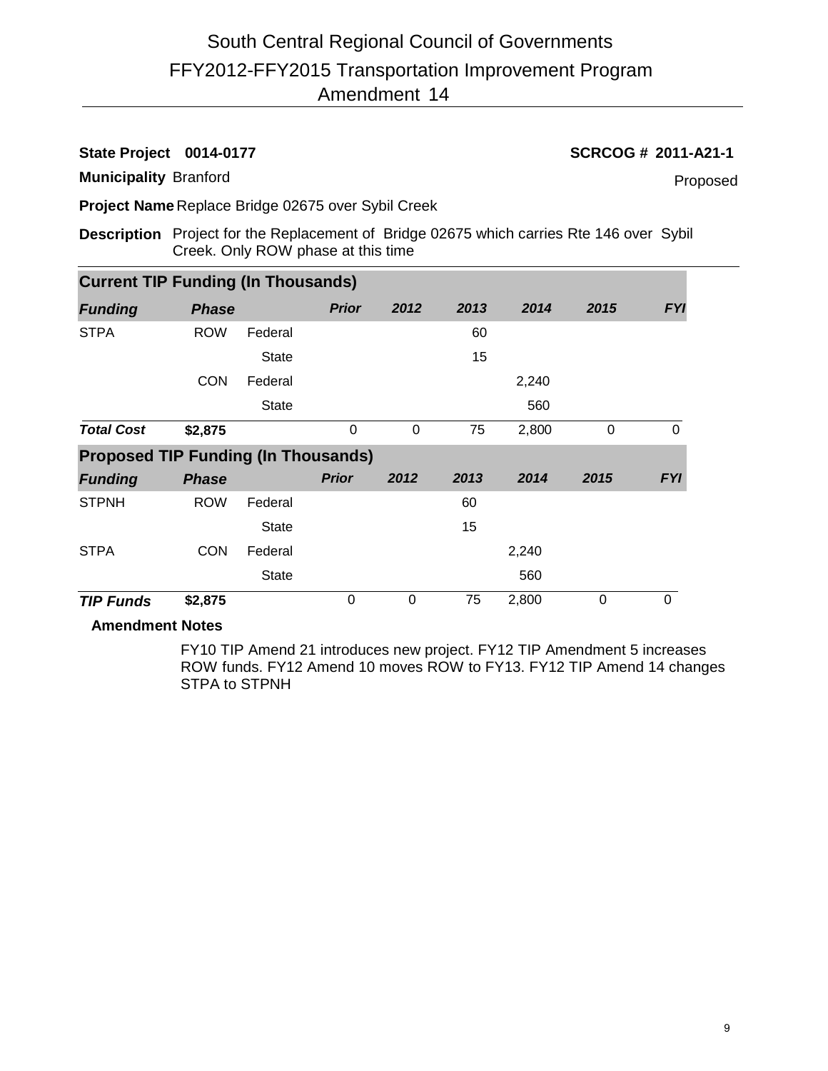# South Central Regional Council of Governments
## FFY2012-FFY2015 Transportation Improvement Program
## Amendment 14

**State Project** **0014-0177** **SCRCOG # 2011-A21-1**

**Municipality** Branford Proposed

**Project Name** Replace Bridge 02675 over Sybil Creek

**Description** Project for the Replacement of Bridge 02675 which carries Rte 146 over Sybil Creek. Only ROW phase at this time

**Current TIP Funding (In Thousands)**

| *Funding* | *Phase* | | *Prior* | *2012* | *2013* | *2014* | *2015* | *FYI* |
|---|---|---|---|---|---|---|---|---|
| STPA | ROW | Federal | | | 60 | | | |
| | | State | | | 15 | | | |
| | CON | Federal | | | | 2,240 | | |
| | | State | | | | 560 | | |
| ***Total Cost*** | **$2,875** | | 0 | 0 | 75 | 2,800 | 0 | 0 |

**Proposed TIP Funding (In Thousands)**

| *Funding* | *Phase* | | *Prior* | *2012* | *2013* | *2014* | *2015* | *FYI* |
|---|---|---|---|---|---|---|---|---|
| STPNH | ROW | Federal | | | 60 | | | |
| | | State | | | 15 | | | |
| STPA | CON | Federal | | | | 2,240 | | |
| | | State | | | | 560 | | |
| ***TIP Funds*** | **$2,875** | | 0 | 0 | 75 | 2,800 | 0 | 0 |

**Amendment Notes**

FY10 TIP Amend 21 introduces new project. FY12 TIP Amendment 5 increases ROW funds. FY12 Amend 10 moves ROW to FY13. FY12 TIP Amend 14 changes STPA to STPNH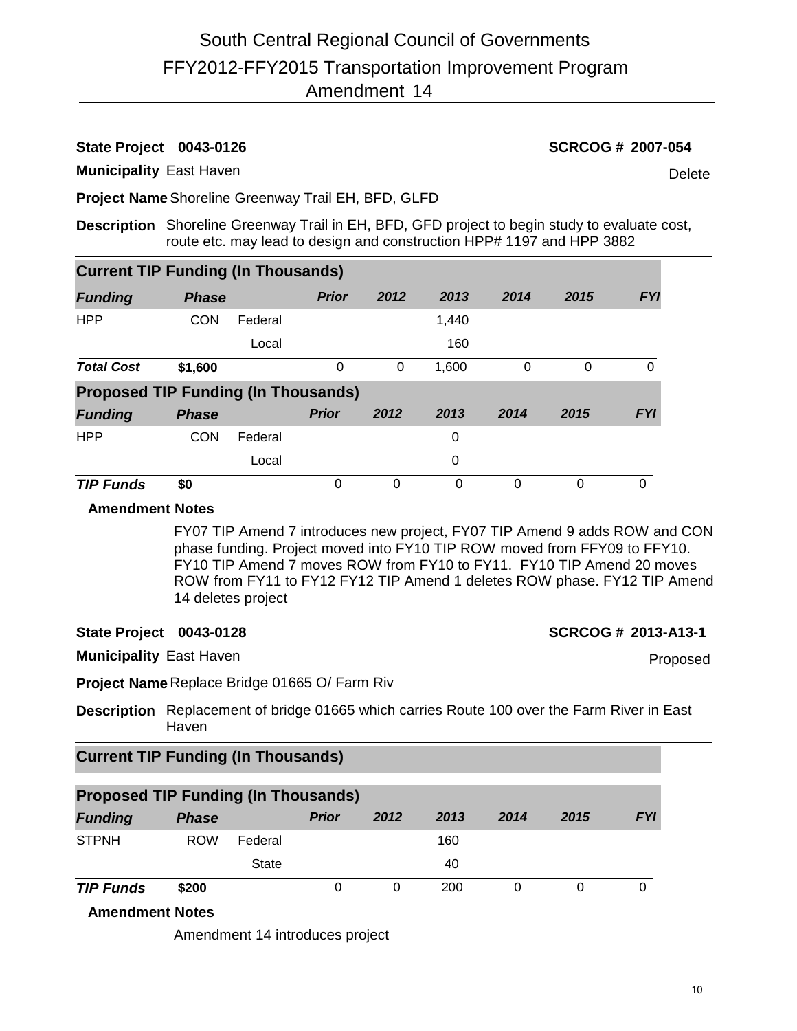# South Central Regional Council of Governments
## FFY2012-FFY2015 Transportation Improvement Program
## Amendment 14

**State Project 0043-0126** **SCRCOG # 2007-054**

**Municipality** East Haven Delete

**Project Name** Shoreline Greenway Trail EH, BFD, GLFD

**Description** Shoreline Greenway Trail in EH, BFD, GFD project to begin study to evaluate cost, route etc. may lead to design and construction HPP# 1197 and HPP 3882

**Current TIP Funding (In Thousands)**

| *Funding* | *Phase* | | *Prior* | *2012* | *2013* | *2014* | *2015* | *FYI* |
|---|---|---|---|---|---|---|---|---|
| HPP | CON | Federal | | | 1,440 | | | |
| | | Local | | | 160 | | | |
| ***Total Cost*** | **$1,600** | | 0 | 0 | 1,600 | 0 | 0 | 0 |

**Proposed TIP Funding (In Thousands)**

| *Funding* | *Phase* | | *Prior* | *2012* | *2013* | *2014* | *2015* | *FYI* |
|---|---|---|---|---|---|---|---|---|
| HPP | CON | Federal | | | 0 | | | |
| | | Local | | | 0 | | | |
| ***TIP Funds*** | **$0** | | 0 | 0 | 0 | 0 | 0 | 0 |

**Amendment Notes**

FY07 TIP Amend 7 introduces new project, FY07 TIP Amend 9 adds ROW and CON phase funding. Project moved into FY10 TIP ROW moved from FFY09 to FFY10. FY10 TIP Amend 7 moves ROW from FY10 to FY11. FY10 TIP Amend 20 moves ROW from FY11 to FY12 FY12 TIP Amend 1 deletes ROW phase. FY12 TIP Amend 14 deletes project

**State Project 0043-0128** **SCRCOG # 2013-A13-1**

**Municipality** East Haven Proposed

**Project Name** Replace Bridge 01665 O/ Farm Riv

**Description** Replacement of bridge 01665 which carries Route 100 over the Farm River in East Haven

**Current TIP Funding (In Thousands)**

**Proposed TIP Funding (In Thousands)**

| *Funding* | *Phase* | | *Prior* | *2012* | *2013* | *2014* | *2015* | *FYI* |
|---|---|---|---|---|---|---|---|---|
| STPNH | ROW | Federal | | | 160 | | | |
| | | State | | | 40 | | | |
| ***TIP Funds*** | **$200** | | 0 | 0 | 200 | 0 | 0 | 0 |

**Amendment Notes**

Amendment 14 introduces project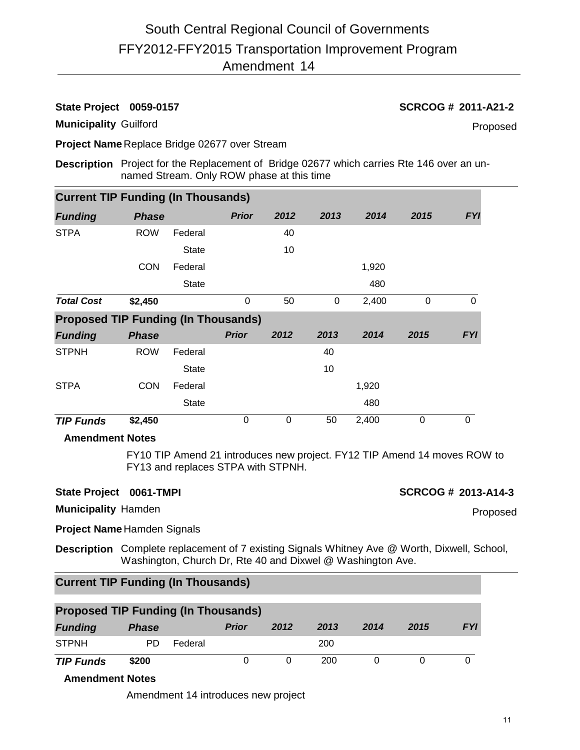# South Central Regional Council of Governments
## FFY2012-FFY2015 Transportation Improvement Program
## Amendment 14

**State Project** 0059-0157 **SCRCOG #** 2011-A21-2

**Municipality** Guilford Proposed

**Project Name** Replace Bridge 02677 over Stream

**Description** Project for the Replacement of Bridge 02677 which carries Rte 146 over an un-named Stream. Only ROW phase at this time

**Current TIP Funding (In Thousands)**

| Funding | Phase | | Prior | 2012 | 2013 | 2014 | 2015 | FYI |
|---|---|---|---|---|---|---|---|---|
| STPA | ROW | Federal | | 40 | | | | |
| | | State | | 10 | | | | |
| | CON | Federal | | | | 1,920 | | |
| | | State | | | | 480 | | |
| **Total Cost** | **$2,450** | | 0 | 50 | 0 | 2,400 | 0 | 0 |

**Proposed TIP Funding (In Thousands)**

| Funding | Phase | | Prior | 2012 | 2013 | 2014 | 2015 | FYI |
|---|---|---|---|---|---|---|---|---|
| STPNH | ROW | Federal | | | 40 | | | |
| | | State | | | 10 | | | |
| STPA | CON | Federal | | | | 1,920 | | |
| | | State | | | | 480 | | |
| **TIP Funds** | **$2,450** | | 0 | 0 | 50 | 2,400 | 0 | 0 |

**Amendment Notes**

FY10 TIP Amend 21 introduces new project. FY12 TIP Amend 14 moves ROW to FY13 and replaces STPA with STPNH.

**State Project** 0061-TMPI **SCRCOG #** 2013-A14-3

**Municipality** Hamden Proposed

**Project Name** Hamden Signals

**Description** Complete replacement of 7 existing Signals Whitney Ave @ Worth, Dixwell, School, Washington, Church Dr, Rte 40 and Dixwel @ Washington Ave.

**Current TIP Funding (In Thousands)**

**Proposed TIP Funding (In Thousands)**

| Funding | Phase | | Prior | 2012 | 2013 | 2014 | 2015 | FYI |
|---|---|---|---|---|---|---|---|---|
| STPNH | PD | Federal | | | 200 | | | |
| **TIP Funds** | **$200** | | 0 | 0 | 200 | 0 | 0 | 0 |

**Amendment Notes**

Amendment 14 introduces new project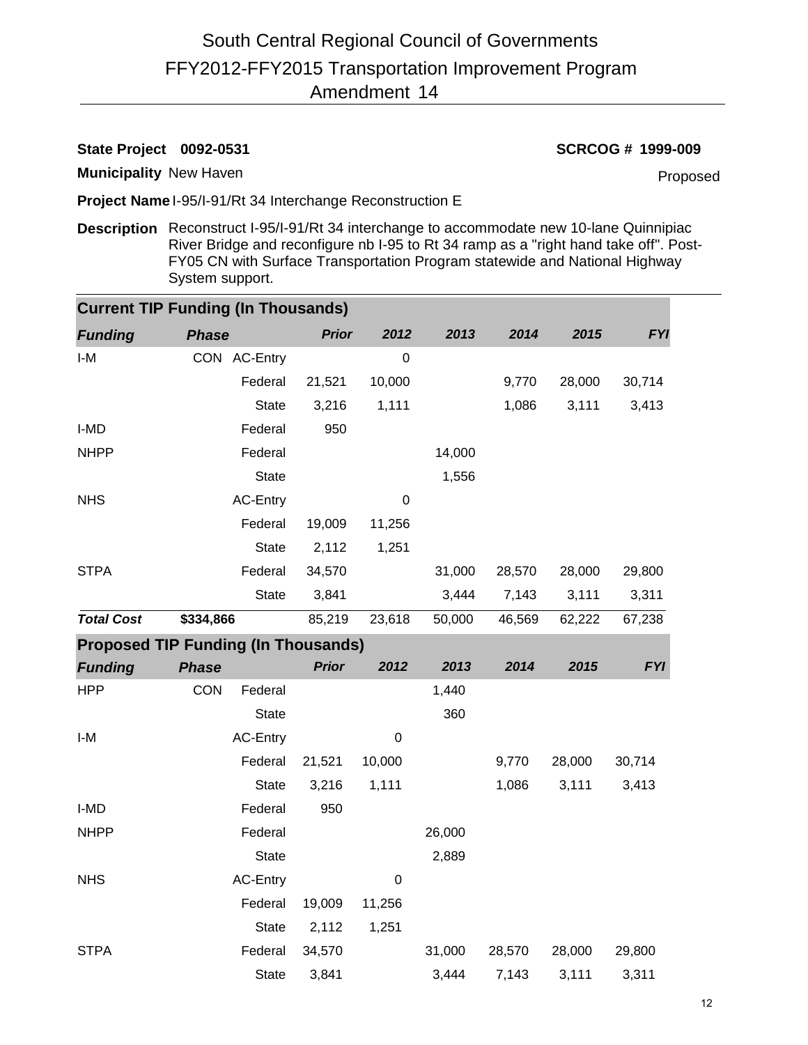# South Central Regional Council of Governments
## FFY2012-FFY2015 Transportation Improvement Program
### Amendment 14

**State Project** **0092-0531** **SCRCOG # 1999-009**

**Municipality** New Haven Proposed

**Project Name** I-95/I-91/Rt 34 Interchange Reconstruction E

**Description** Reconstruct I-95/I-91/Rt 34 interchange to accommodate new 10-lane Quinnipiac River Bridge and reconfigure nb I-95 to Rt 34 ramp as a "right hand take off". Post-FY05 CN with Surface Transportation Program statewide and National Highway System support.

**Current TIP Funding (In Thousands)**

| *Funding* | *Phase* | | *Prior* | *2012* | *2013* | *2014* | *2015* | *FYI* |
|---|---|---|---|---|---|---|---|---|
| I-M | CON | AC-Entry | | 0 | | | | |
| | | Federal | 21,521 | 10,000 | | 9,770 | 28,000 | 30,714 |
| | | State | 3,216 | 1,111 | | 1,086 | 3,111 | 3,413 |
| I-MD | | Federal | 950 | | | | | |
| NHPP | | Federal | | | 14,000 | | | |
| | | State | | | 1,556 | | | |
| NHS | | AC-Entry | | 0 | | | | |
| | | Federal | 19,009 | 11,256 | | | | |
| | | State | 2,112 | 1,251 | | | | |
| STPA | | Federal | 34,570 | | 31,000 | 28,570 | 28,000 | 29,800 |
| | | State | 3,841 | | 3,444 | 7,143 | 3,111 | 3,311 |
| ***Total Cost*** | **$334,866** | | 85,219 | 23,618 | 50,000 | 46,569 | 62,222 | 67,238 |

**Proposed TIP Funding (In Thousands)**

| *Funding* | *Phase* | | *Prior* | *2012* | *2013* | *2014* | *2015* | *FYI* |
|---|---|---|---|---|---|---|---|---|
| HPP | CON | Federal | | | 1,440 | | | |
| | | State | | | 360 | | | |
| I-M | | AC-Entry | | 0 | | | | |
| | | Federal | 21,521 | 10,000 | | 9,770 | 28,000 | 30,714 |
| | | State | 3,216 | 1,111 | | 1,086 | 3,111 | 3,413 |
| I-MD | | Federal | 950 | | | | | |
| NHPP | | Federal | | | 26,000 | | | |
| | | State | | | 2,889 | | | |
| NHS | | AC-Entry | | 0 | | | | |
| | | Federal | 19,009 | 11,256 | | | | |
| | | State | 2,112 | 1,251 | | | | |
| STPA | | Federal | 34,570 | | 31,000 | 28,570 | 28,000 | 29,800 |
| | | State | 3,841 | | 3,444 | 7,143 | 3,111 | 3,311 |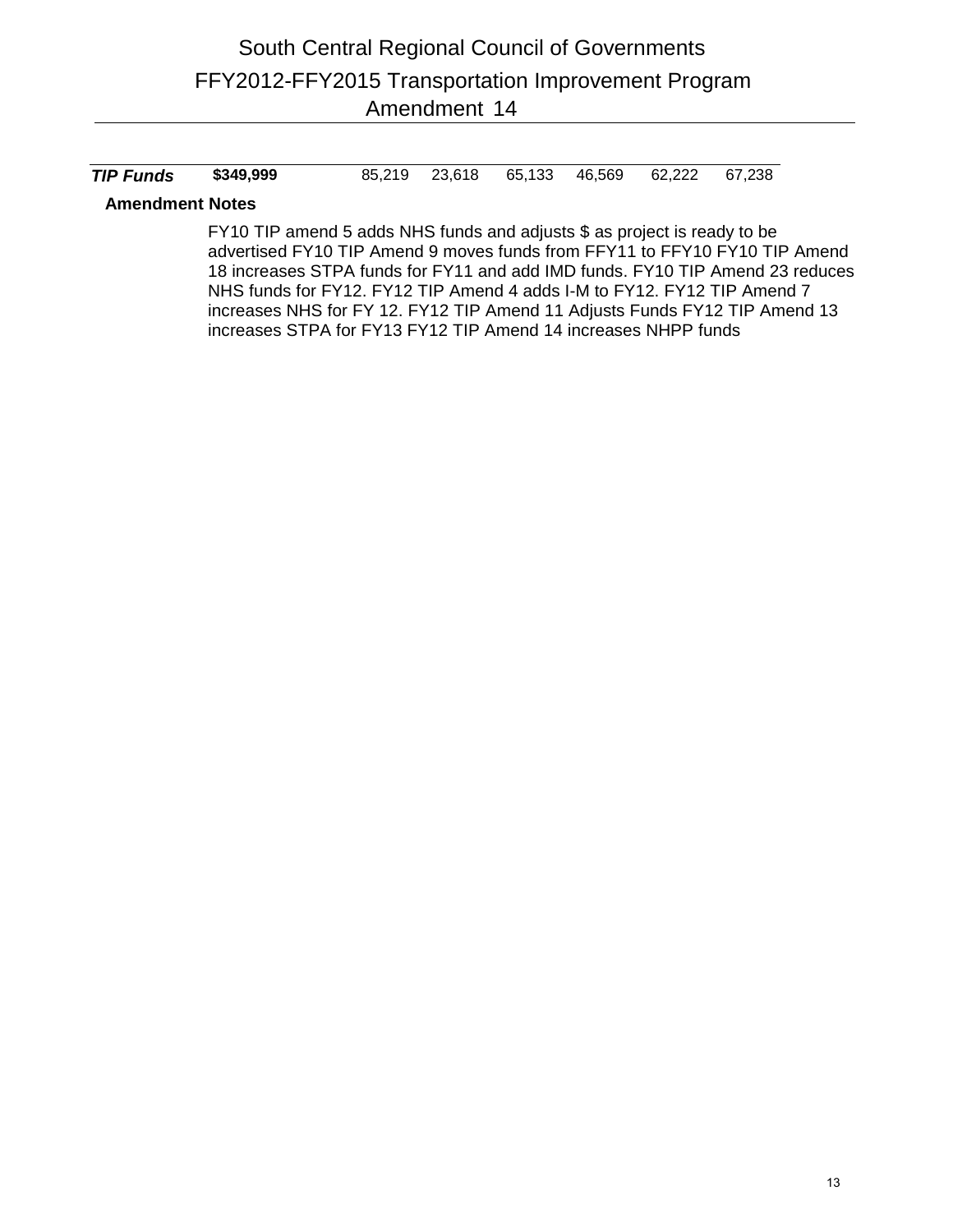# South Central Regional Council of Governments

## FFY2012-FFY2015 Transportation Improvement Program

## Amendment 14

| *TIP Funds* | **$349,999** | 85,219 | 23,618 | 65,133 | 46,569 | 62,222 | 67,238 |
|---|---|---|---|---|---|---|---|

**Amendment Notes**

FY10 TIP amend 5 adds NHS funds and adjusts $ as project is ready to be advertised FY10 TIP Amend 9 moves funds from FFY11 to FFY10 FY10 TIP Amend 18 increases STPA funds for FY11 and add IMD funds. FY10 TIP Amend 23 reduces NHS funds for FY12. FY12 TIP Amend 4 adds I-M to FY12. FY12 TIP Amend 7 increases NHS for FY 12. FY12 TIP Amend 11 Adjusts Funds FY12 TIP Amend 13 increases STPA for FY13 FY12 TIP Amend 14 increases NHPP funds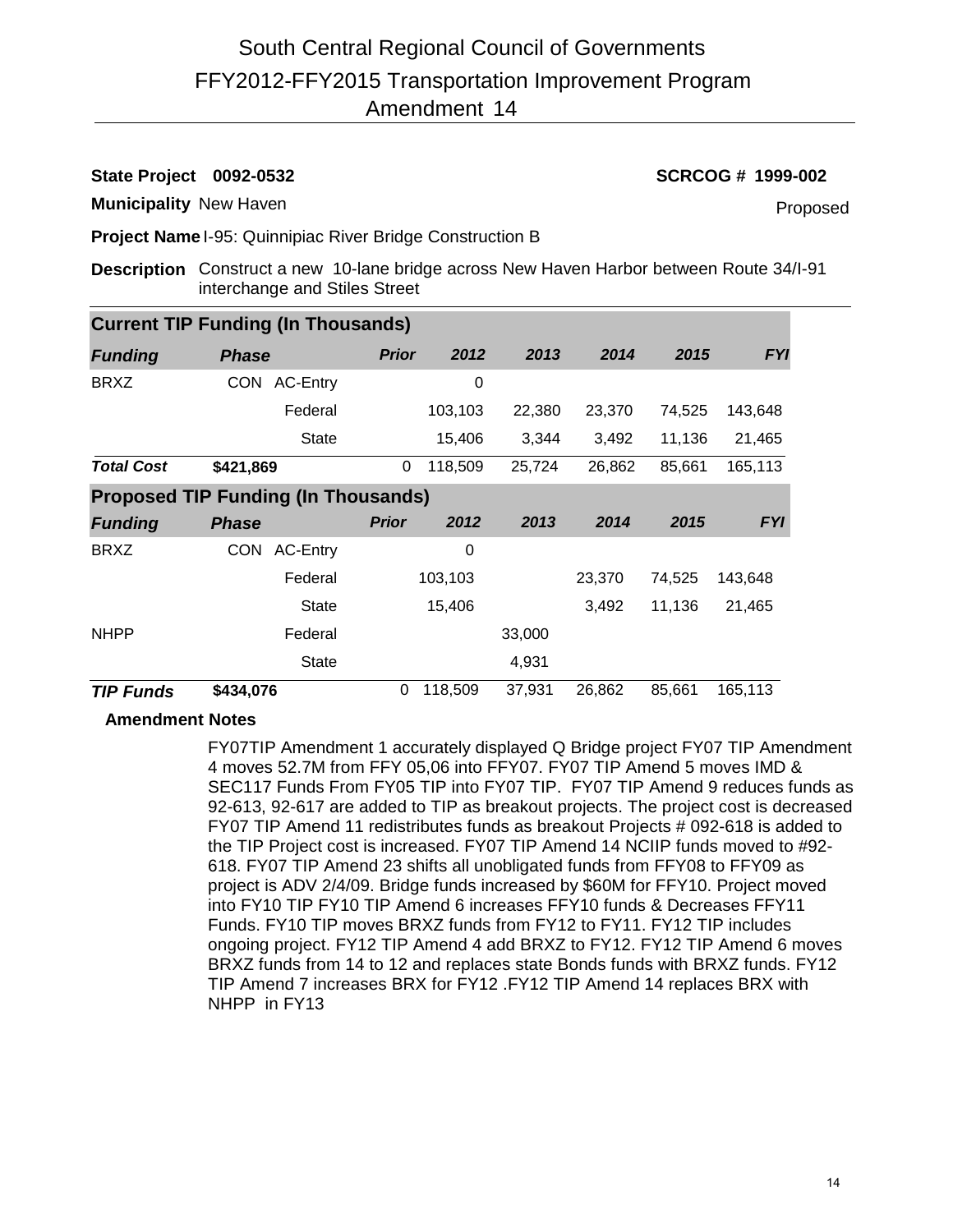# South Central Regional Council of Governments
## FFY2012-FFY2015 Transportation Improvement Program
## Amendment 14

**State Project** 0092-0532 **SCRCOG #** 1999-002

**Municipality** New Haven Proposed

**Project Name** I-95: Quinnipiac River Bridge Construction B

**Description** Construct a new 10-lane bridge across New Haven Harbor between Route 34/I-91 interchange and Stiles Street

**Current TIP Funding (In Thousands)**

| Funding | Phase | | Prior | 2012 | 2013 | 2014 | 2015 | FYI |
|---|---|---|---|---|---|---|---|---|
| BRXZ | CON | AC-Entry | | 0 | | | | |
| | | Federal | | 103,103 | 22,380 | 23,370 | 74,525 | 143,648 |
| | | State | | 15,406 | 3,344 | 3,492 | 11,136 | 21,465 |
| **Total Cost** | **$421,869** | | 0 | 118,509 | 25,724 | 26,862 | 85,661 | 165,113 |

**Proposed TIP Funding (In Thousands)**

| Funding | Phase | | Prior | 2012 | 2013 | 2014 | 2015 | FYI |
|---|---|---|---|---|---|---|---|---|
| BRXZ | CON | AC-Entry | | 0 | | | | |
| | | Federal | | 103,103 | | 23,370 | 74,525 | 143,648 |
| | | State | | 15,406 | | 3,492 | 11,136 | 21,465 |
| NHPP | | Federal | | | 33,000 | | | |
| | | State | | | 4,931 | | | |
| **TIP Funds** | **$434,076** | | 0 | 118,509 | 37,931 | 26,862 | 85,661 | 165,113 |

**Amendment Notes**

FY07TIP Amendment 1 accurately displayed Q Bridge project FY07 TIP Amendment 4 moves 52.7M from FFY 05,06 into FFY07. FY07 TIP Amend 5 moves IMD & SEC117 Funds From FY05 TIP into FY07 TIP. FY07 TIP Amend 9 reduces funds as 92-613, 92-617 are added to TIP as breakout projects. The project cost is decreased FY07 TIP Amend 11 redistributes funds as breakout Projects # 092-618 is added to the TIP Project cost is increased. FY07 TIP Amend 14 NCIIP funds moved to #92-618. FY07 TIP Amend 23 shifts all unobligated funds from FFY08 to FFY09 as project is ADV 2/4/09. Bridge funds increased by $60M for FFY10. Project moved into FY10 TIP FY10 TIP Amend 6 increases FFY10 funds & Decreases FFY11 Funds. FY10 TIP moves BRXZ funds from FY12 to FY11. FY12 TIP includes ongoing project. FY12 TIP Amend 4 add BRXZ to FY12. FY12 TIP Amend 6 moves BRXZ funds from 14 to 12 and replaces state Bonds funds with BRXZ funds. FY12 TIP Amend 7 increases BRX for FY12 .FY12 TIP Amend 14 replaces BRX with NHPP in FY13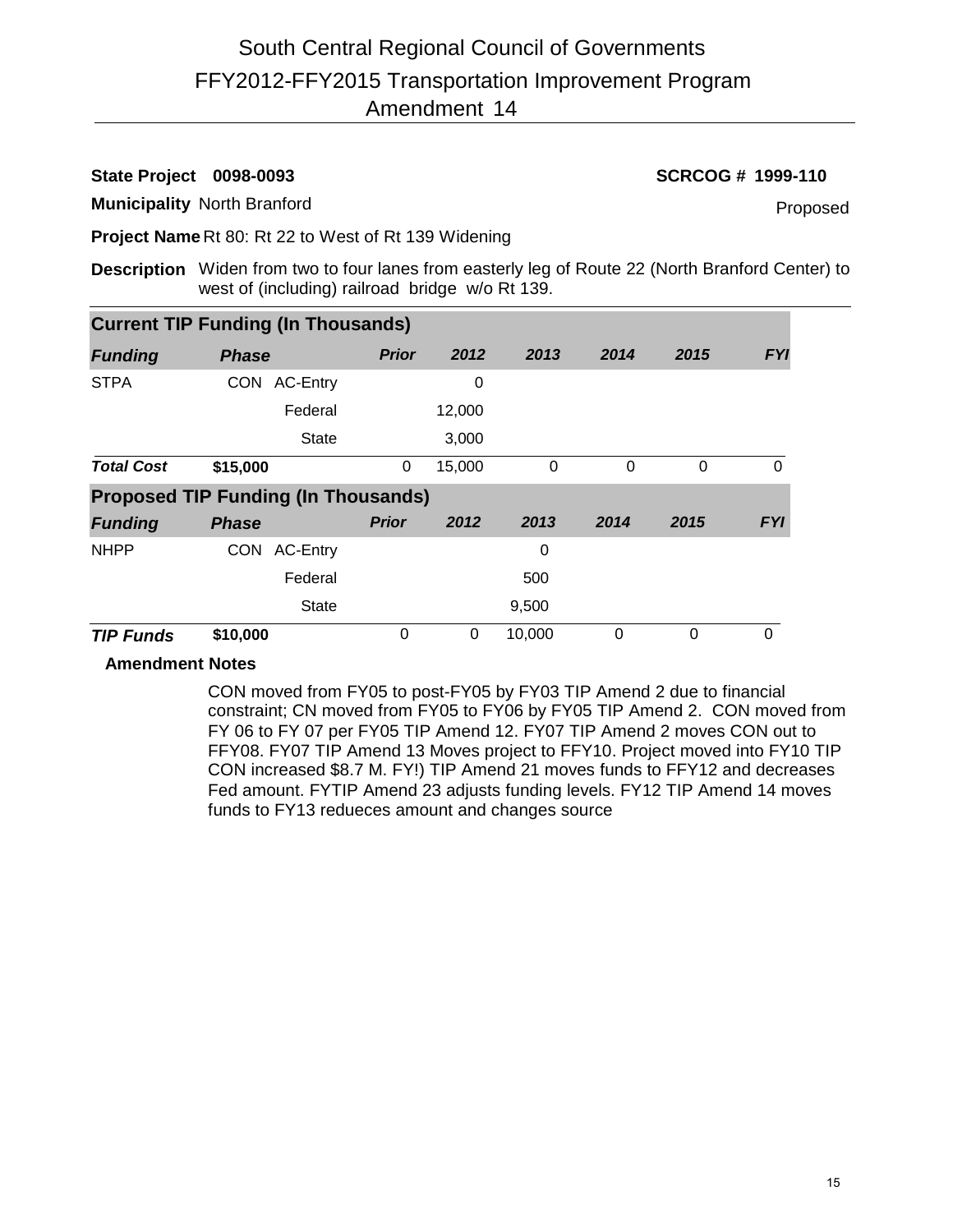# South Central Regional Council of Governments

## FFY2012-FFY2015 Transportation Improvement Program

## Amendment 14

**State Project 0098-0093** **SCRCOG # 1999-110**

**Municipality** North Branford Proposed

**Project Name** Rt 80: Rt 22 to West of Rt 139 Widening

**Description** Widen from two to four lanes from easterly leg of Route 22 (North Branford Center) to west of (including) railroad bridge w/o Rt 139.

**Current TIP Funding (In Thousands)**

| Funding | Phase | | Prior | 2012 | 2013 | 2014 | 2015 | FYI |
|---|---|---|---|---|---|---|---|---|
| STPA | CON | AC-Entry | | 0 | | | | |
| | | Federal | | 12,000 | | | | |
| | | State | | 3,000 | | | | |
| **Total Cost** | **$15,000** | | 0 | 15,000 | 0 | 0 | 0 | 0 |

**Proposed TIP Funding (In Thousands)**

| Funding | Phase | | Prior | 2012 | 2013 | 2014 | 2015 | FYI |
|---|---|---|---|---|---|---|---|---|
| NHPP | CON | AC-Entry | | | 0 | | | |
| | | Federal | | | 500 | | | |
| | | State | | | 9,500 | | | |
| **TIP Funds** | **$10,000** | | 0 | 0 | 10,000 | 0 | 0 | 0 |

**Amendment Notes**

CON moved from FY05 to post-FY05 by FY03 TIP Amend 2 due to financial constraint; CN moved from FY05 to FY06 by FY05 TIP Amend 2. CON moved from FY 06 to FY 07 per FY05 TIP Amend 12. FY07 TIP Amend 2 moves CON out to FFY08. FY07 TIP Amend 13 Moves project to FFY10. Project moved into FY10 TIP CON increased $8.7 M. FY!) TIP Amend 21 moves funds to FFY12 and decreases Fed amount. FYTIP Amend 23 adjusts funding levels. FY12 TIP Amend 14 moves funds to FY13 redueces amount and changes source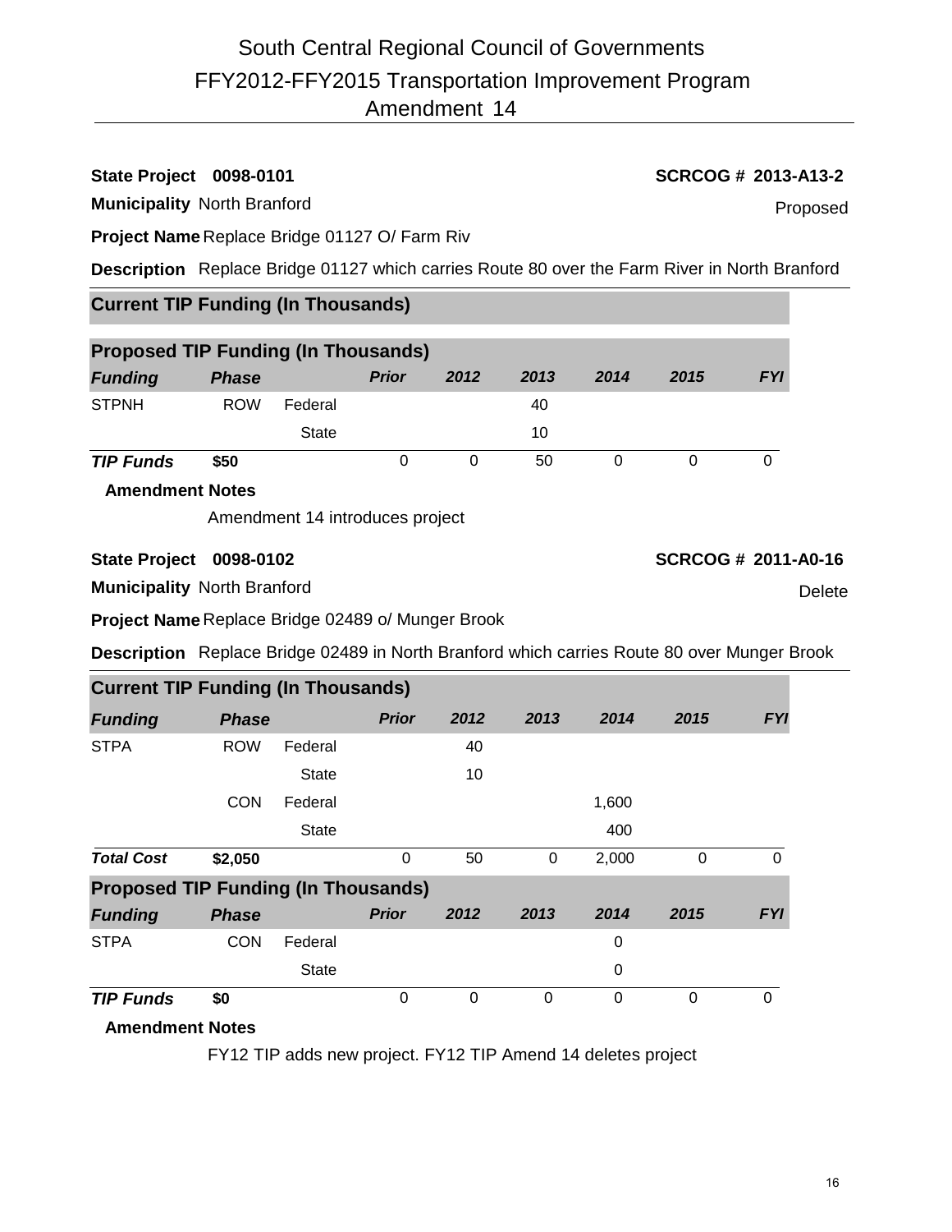# South Central Regional Council of Governments
# FFY2012-FFY2015 Transportation Improvement Program
## Amendment 14

**State Project** **0098-0101**

**SCRCOG #** **2013-A13-2**

**Municipality** North Branford

Proposed

**Project Name** Replace Bridge 01127 O/ Farm Riv

**Description** Replace Bridge 01127 which carries Route 80 over the Farm River in North Branford

**Current TIP Funding (In Thousands)**

**Proposed TIP Funding (In Thousands)**

| *Funding* | *Phase* | | *Prior* | *2012* | *2013* | *2014* | *2015* | *FYI* |
|---|---|---|---|---|---|---|---|---|
| STPNH | ROW | Federal | | | 40 | | | |
| | | State | | | 10 | | | |
| ***TIP Funds*** | **$50** | | 0 | 0 | 50 | 0 | 0 | 0 |

**Amendment Notes**

Amendment 14 introduces project

**State Project** **0098-0102**

**SCRCOG #** **2011-A0-16**

**Municipality** North Branford

Delete

**Project Name** Replace Bridge 02489 o/ Munger Brook

**Description** Replace Bridge 02489 in North Branford which carries Route 80 over Munger Brook

**Current TIP Funding (In Thousands)**

| *Funding* | *Phase* | | *Prior* | *2012* | *2013* | *2014* | *2015* | *FYI* |
|---|---|---|---|---|---|---|---|---|
| STPA | ROW | Federal | | 40 | | | | |
| | | State | | 10 | | | | |
| | CON | Federal | | | | 1,600 | | |
| | | State | | | | 400 | | |
| ***Total Cost*** | **$2,050** | | 0 | 50 | 0 | 2,000 | 0 | 0 |

**Proposed TIP Funding (In Thousands)**

| *Funding* | *Phase* | | *Prior* | *2012* | *2013* | *2014* | *2015* | *FYI* |
|---|---|---|---|---|---|---|---|---|
| STPA | CON | Federal | | | | 0 | | |
| | | State | | | | 0 | | |
| ***TIP Funds*** | **$0** | | 0 | 0 | 0 | 0 | 0 | 0 |

**Amendment Notes**

FY12 TIP adds new project. FY12 TIP Amend 14 deletes project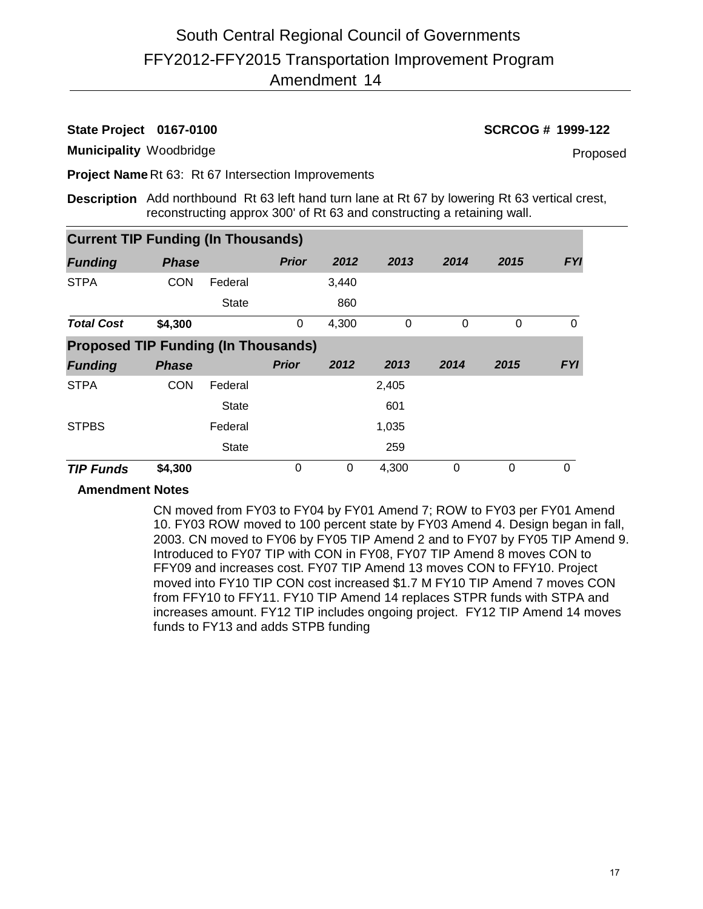# South Central Regional Council of Governments

## FFY2012-FFY2015 Transportation Improvement Program

## Amendment 14

**State Project** **0167-0100** **SCRCOG # 1999-122**

**Municipality** Woodbridge Proposed

**Project Name** Rt 63: Rt 67 Intersection Improvements

**Description** Add northbound Rt 63 left hand turn lane at Rt 67 by lowering Rt 63 vertical crest, reconstructing approx 300' of Rt 63 and constructing a retaining wall.

**Current TIP Funding (In Thousands)**

| *Funding* | *Phase* | | *Prior* | *2012* | *2013* | *2014* | *2015* | *FYI* |
|---|---|---|---|---|---|---|---|---|
| STPA | CON | Federal | | 3,440 | | | | |
| | | State | | 860 | | | | |
| ***Total Cost*** | **$4,300** | | 0 | 4,300 | 0 | 0 | 0 | 0 |

**Proposed TIP Funding (In Thousands)**

| *Funding* | *Phase* | | *Prior* | *2012* | *2013* | *2014* | *2015* | *FYI* |
|---|---|---|---|---|---|---|---|---|
| STPA | CON | Federal | | | 2,405 | | | |
| | | State | | | 601 | | | |
| STPBS | | Federal | | | 1,035 | | | |
| | | State | | | 259 | | | |
| ***TIP Funds*** | **$4,300** | | 0 | 0 | 4,300 | 0 | 0 | 0 |

**Amendment Notes**

CN moved from FY03 to FY04 by FY01 Amend 7; ROW to FY03 per FY01 Amend 10. FY03 ROW moved to 100 percent state by FY03 Amend 4. Design began in fall, 2003. CN moved to FY06 by FY05 TIP Amend 2 and to FY07 by FY05 TIP Amend 9. Introduced to FY07 TIP with CON in FY08, FY07 TIP Amend 8 moves CON to FFY09 and increases cost. FY07 TIP Amend 13 moves CON to FFY10. Project moved into FY10 TIP CON cost increased $1.7 M FY10 TIP Amend 7 moves CON from FFY10 to FFY11. FY10 TIP Amend 14 replaces STPR funds with STPA and increases amount. FY12 TIP includes ongoing project. FY12 TIP Amend 14 moves funds to FY13 and adds STPB funding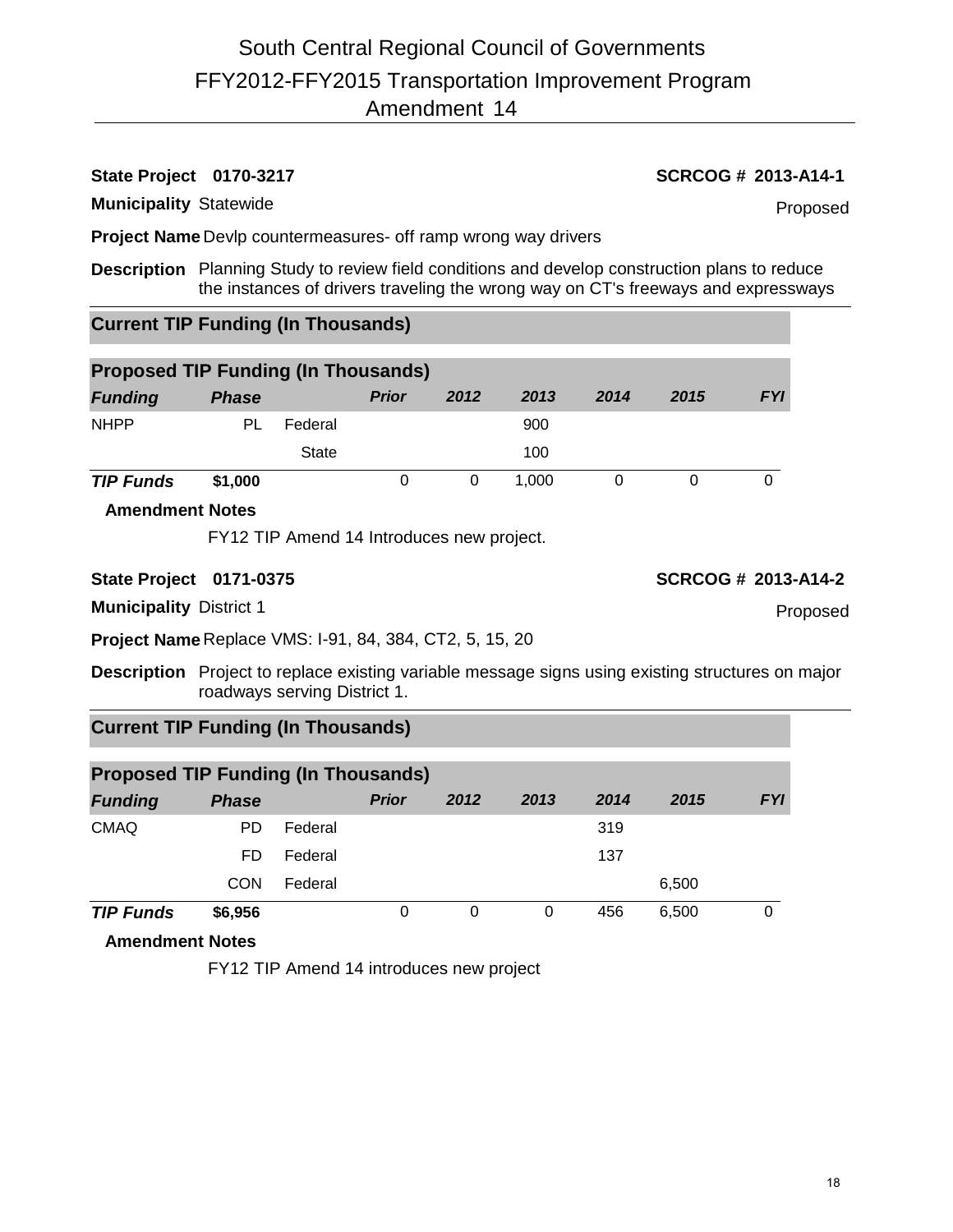# South Central Regional Council of Governments
## FFY2012-FFY2015 Transportation Improvement Program
## Amendment 14

**State Project** **0170-3217** **SCRCOG # 2013-A14-1**

**Municipality** Statewide Proposed

**Project Name** Devlp countermeasures- off ramp wrong way drivers

**Description** Planning Study to review field conditions and develop construction plans to reduce the instances of drivers traveling the wrong way on CT's freeways and expressways

**Current TIP Funding (In Thousands)**

**Proposed TIP Funding (In Thousands)**

| *Funding* | *Phase* | | *Prior* | *2012* | *2013* | *2014* | *2015* | *FYI* |
|---|---|---|---|---|---|---|---|---|
| NHPP | PL | Federal | | | 900 | | | |
| | | State | | | 100 | | | |
| ***TIP Funds*** | **$1,000** | | 0 | 0 | 1,000 | 0 | 0 | 0 |

**Amendment Notes**

FY12 TIP Amend 14 Introduces new project.

**State Project** **0171-0375** **SCRCOG # 2013-A14-2**

**Municipality** District 1 Proposed

**Project Name** Replace VMS: I-91, 84, 384, CT2, 5, 15, 20

**Description** Project to replace existing variable message signs using existing structures on major roadways serving District 1.

**Current TIP Funding (In Thousands)**

**Proposed TIP Funding (In Thousands)**

| *Funding* | *Phase* | | *Prior* | *2012* | *2013* | *2014* | *2015* | *FYI* |
|---|---|---|---|---|---|---|---|---|
| CMAQ | PD | Federal | | | | 319 | | |
| | FD | Federal | | | | 137 | | |
| | CON | Federal | | | | | 6,500 | |
| ***TIP Funds*** | **$6,956** | | 0 | 0 | 0 | 456 | 6,500 | 0 |

**Amendment Notes**

FY12 TIP Amend 14 introduces new project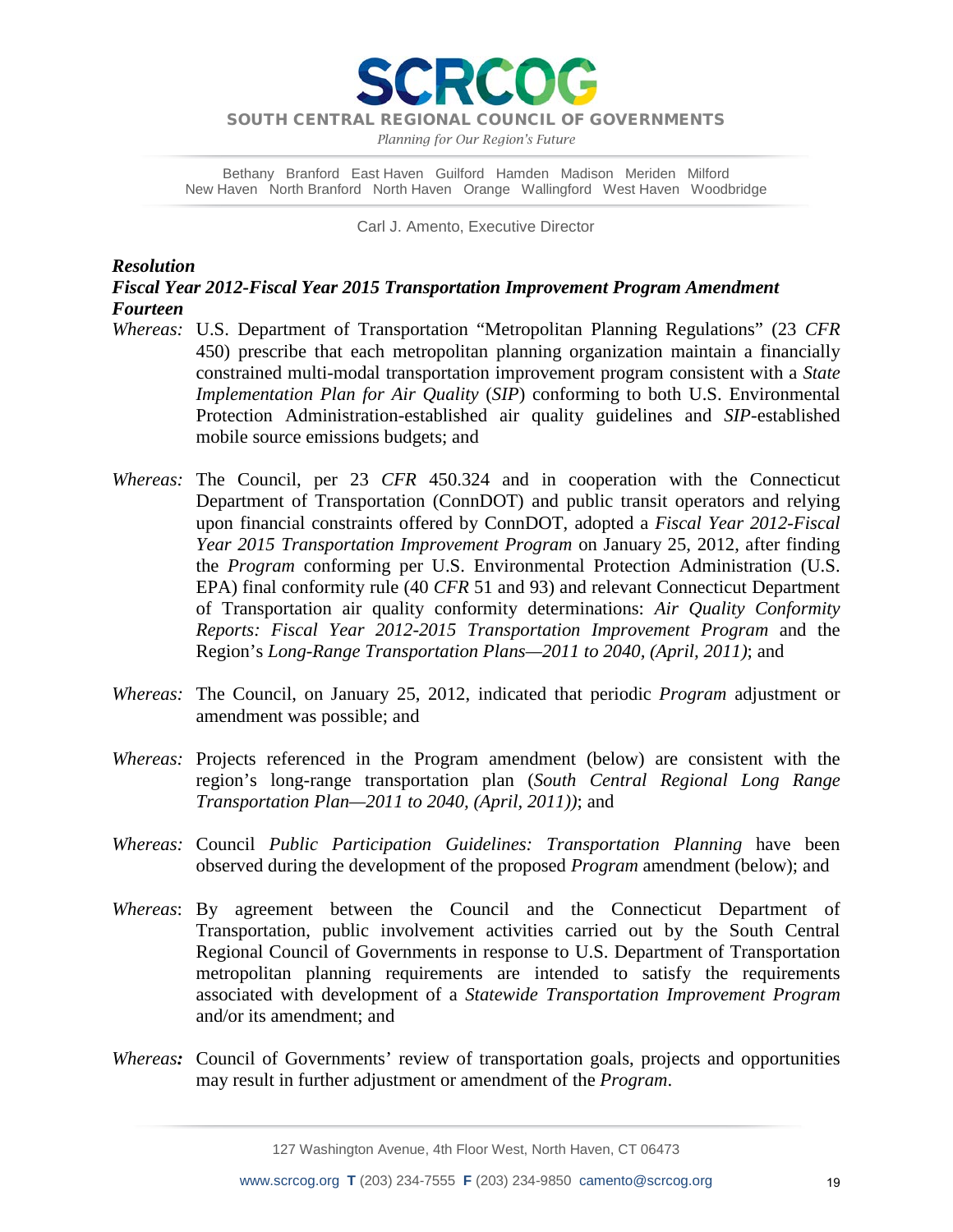SCRCOG

SOUTH CENTRAL REGIONAL COUNCIL OF GOVERNMENTS

*Planning for Our Region's Future*

Bethany Branford East Haven Guilford Hamden Madison Meriden Milford
New Haven North Branford North Haven Orange Wallingford West Haven Woodbridge

Carl J. Amento, Executive Director

***Resolution***
***Fiscal Year 2012-Fiscal Year 2015 Transportation Improvement Program Amendment Fourteen***

*Whereas:* U.S. Department of Transportation "Metropolitan Planning Regulations" (23 *CFR* 450) prescribe that each metropolitan planning organization maintain a financially constrained multi-modal transportation improvement program consistent with a *State Implementation Plan for Air Quality* (*SIP*) conforming to both U.S. Environmental Protection Administration-established air quality guidelines and *SIP*-established mobile source emissions budgets; and

*Whereas:* The Council, per 23 *CFR* 450.324 and in cooperation with the Connecticut Department of Transportation (ConnDOT) and public transit operators and relying upon financial constraints offered by ConnDOT, adopted a *Fiscal Year 2012-Fiscal Year 2015 Transportation Improvement Program* on January 25, 2012, after finding the *Program* conforming per U.S. Environmental Protection Administration (U.S. EPA) final conformity rule (40 *CFR* 51 and 93) and relevant Connecticut Department of Transportation air quality conformity determinations: *Air Quality Conformity Reports: Fiscal Year 2012-2015 Transportation Improvement Program* and the Region's *Long-Range Transportation Plans—2011 to 2040, (April, 2011)*; and

*Whereas:* The Council, on January 25, 2012, indicated that periodic *Program* adjustment or amendment was possible; and

*Whereas:* Projects referenced in the Program amendment (below) are consistent with the region's long-range transportation plan (*South Central Regional Long Range Transportation Plan—2011 to 2040, (April, 2011))*; and

*Whereas:* Council *Public Participation Guidelines: Transportation Planning* have been observed during the development of the proposed *Program* amendment (below); and

*Whereas*: By agreement between the Council and the Connecticut Department of Transportation, public involvement activities carried out by the South Central Regional Council of Governments in response to U.S. Department of Transportation metropolitan planning requirements are intended to satisfy the requirements associated with development of a *Statewide Transportation Improvement Program* and/or its amendment; and

*Whereas**:*** Council of Governments' review of transportation goals, projects and opportunities may result in further adjustment or amendment of the *Program*.

127 Washington Avenue, 4th Floor West, North Haven, CT 06473

www.scrcog.org **T** (203) 234-7555 **F** (203) 234-9850 camento@scrcog.org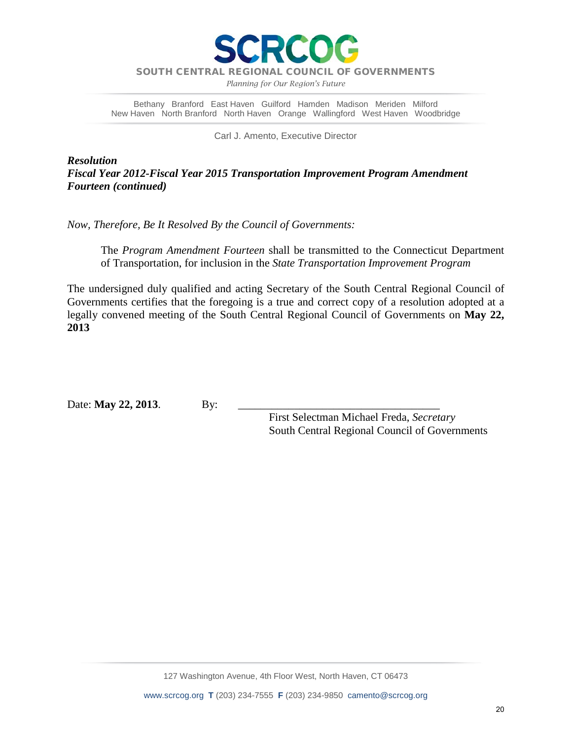**SCRCOG**

**SOUTH CENTRAL REGIONAL COUNCIL OF GOVERNMENTS**

*Planning for Our Region's Future*

Bethany Branford East Haven Guilford Hamden Madison Meriden Milford
New Haven North Branford North Haven Orange Wallingford West Haven Woodbridge

Carl J. Amento, Executive Director

***Resolution***
***Fiscal Year 2012-Fiscal Year 2015 Transportation Improvement Program Amendment Fourteen (continued)***

*Now, Therefore, Be It Resolved By the Council of Governments:*

> The *Program Amendment Fourteen* shall be transmitted to the Connecticut Department of Transportation, for inclusion in the *State Transportation Improvement Program*

The undersigned duly qualified and acting Secretary of the South Central Regional Council of Governments certifies that the foregoing is a true and correct copy of a resolution adopted at a legally convened meeting of the South Central Regional Council of Governments on **May 22, 2013**

Date: **May 22, 2013**. By: ___________________________________

First Selectman Michael Freda, *Secretary*
South Central Regional Council of Governments

127 Washington Avenue, 4th Floor West, North Haven, CT 06473

www.scrcog.org **T** (203) 234-7555 **F** (203) 234-9850 camento@scrcog.org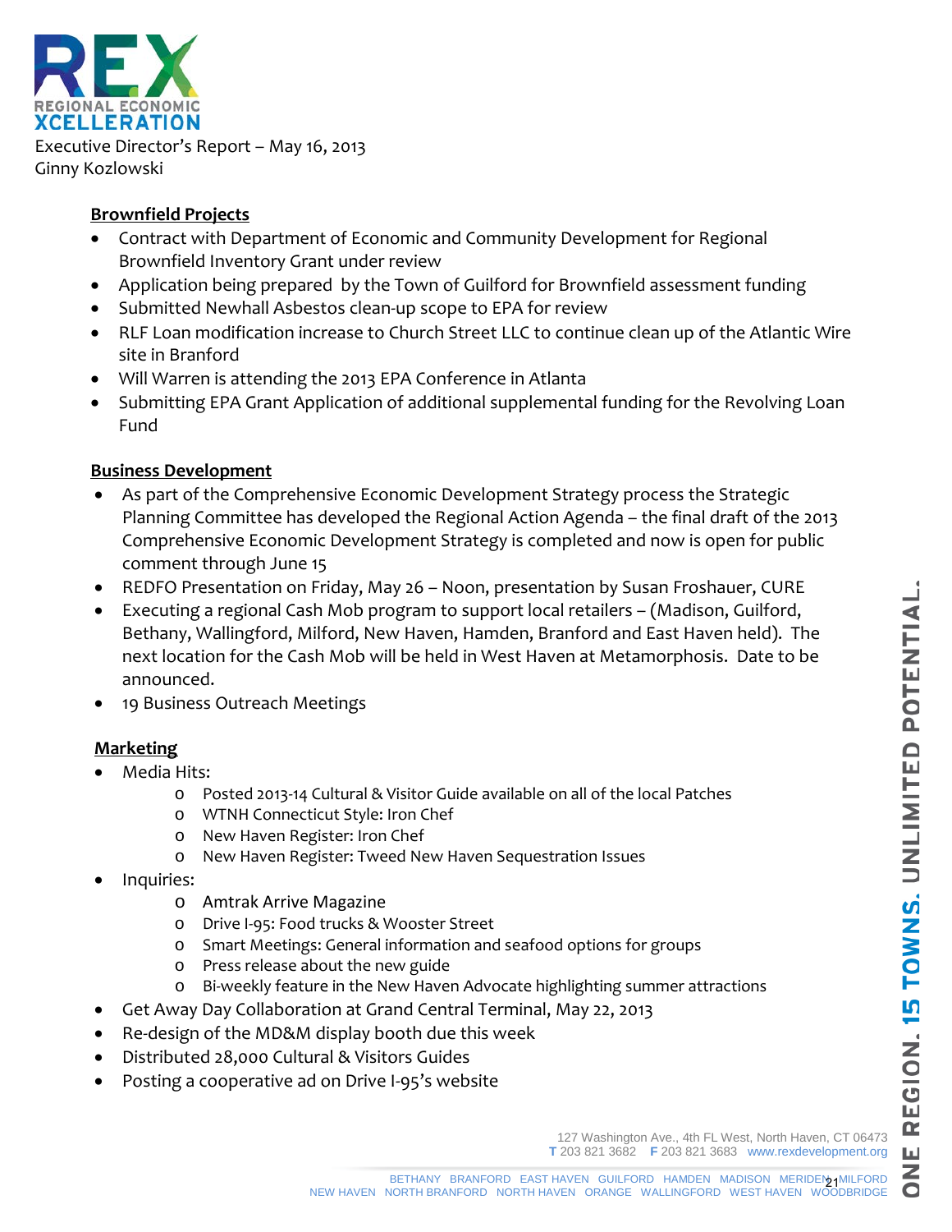REGIONAL ECONOMIC XCELLERATION

Executive Director's Report – May 16, 2013
Ginny Kozlowski

## Brownfield Projects

- Contract with Department of Economic and Community Development for Regional Brownfield Inventory Grant under review
- Application being prepared by the Town of Guilford for Brownfield assessment funding
- Submitted Newhall Asbestos clean-up scope to EPA for review
- RLF Loan modification increase to Church Street LLC to continue clean up of the Atlantic Wire site in Branford
- Will Warren is attending the 2013 EPA Conference in Atlanta
- Submitting EPA Grant Application of additional supplemental funding for the Revolving Loan Fund

## Business Development

- As part of the Comprehensive Economic Development Strategy process the Strategic Planning Committee has developed the Regional Action Agenda – the final draft of the 2013 Comprehensive Economic Development Strategy is completed and now is open for public comment through June 15
- REDFO Presentation on Friday, May 26 – Noon, presentation by Susan Froshauer, CURE
- Executing a regional Cash Mob program to support local retailers – (Madison, Guilford, Bethany, Wallingford, Milford, New Haven, Hamden, Branford and East Haven held). The next location for the Cash Mob will be held in West Haven at Metamorphosis. Date to be announced.
- 19 Business Outreach Meetings

## Marketing

- Media Hits:
  - Posted 2013-14 Cultural & Visitor Guide available on all of the local Patches
  - WTNH Connecticut Style: Iron Chef
  - New Haven Register: Iron Chef
  - New Haven Register: Tweed New Haven Sequestration Issues
- Inquiries:
  - Amtrak Arrive Magazine
  - Drive I-95: Food trucks & Wooster Street
  - Smart Meetings: General information and seafood options for groups
  - Press release about the new guide
  - Bi-weekly feature in the New Haven Advocate highlighting summer attractions
- Get Away Day Collaboration at Grand Central Terminal, May 22, 2013
- Re-design of the MD&M display booth due this week
- Distributed 28,000 Cultural & Visitors Guides
- Posting a cooperative ad on Drive I-95's website

127 Washington Ave., 4th FL West, North Haven, CT 06473
T 203 821 3682 F 203 821 3683 www.rexdevelopment.org

BETHANY BRANFORD EAST HAVEN GUILFORD HAMDEN MADISON MERIDEN MILFORD NEW HAVEN NORTH BRANFORD NORTH HAVEN ORANGE WALLINGFORD WEST HAVEN WOODBRIDGE

ONE REGION. 15 TOWNS. UNLIMITED POTENTIAL.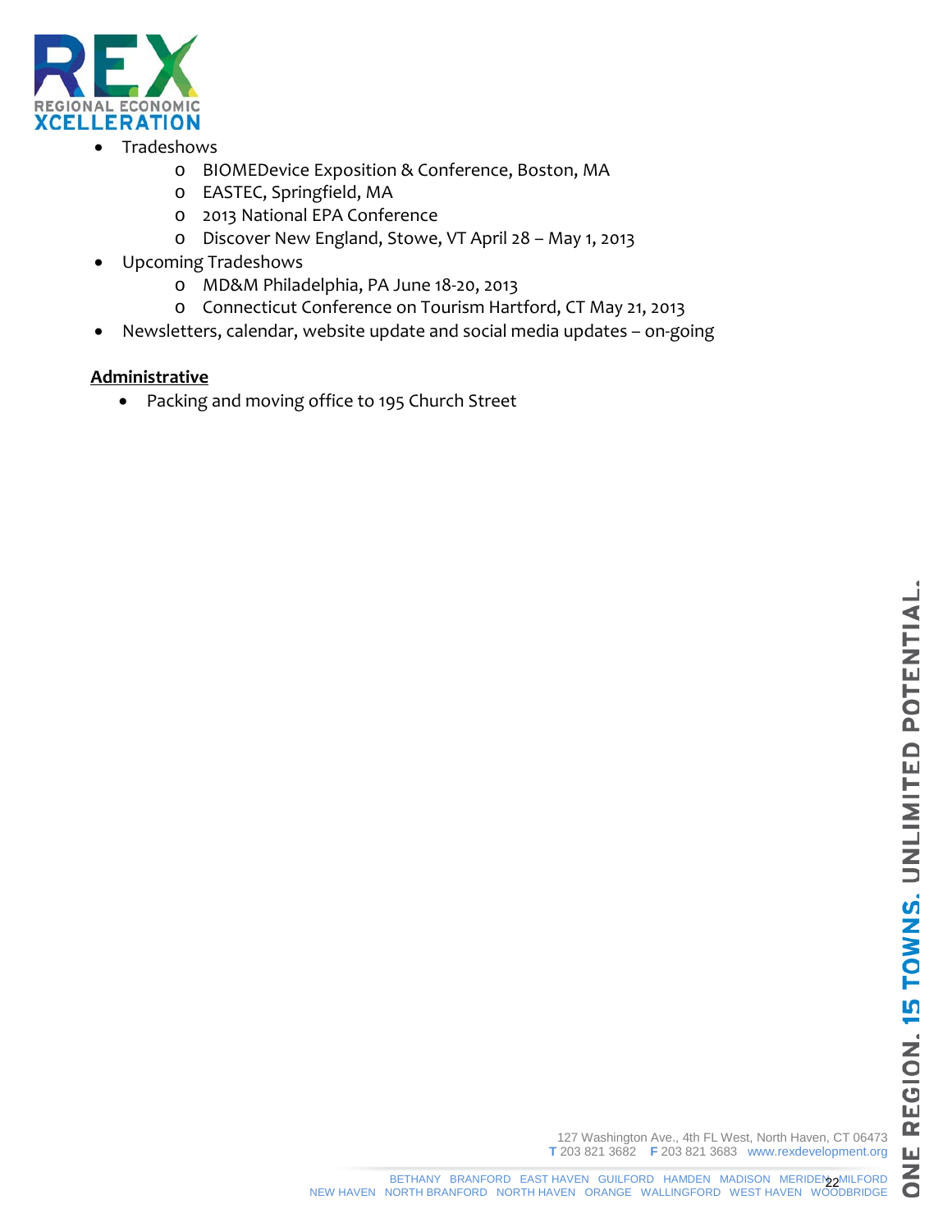- Tradeshows
  - BIOMEDevice Exposition & Conference, Boston, MA
  - EASTEC, Springfield, MA
  - 2013 National EPA Conference
  - Discover New England, Stowe, VT April 28 – May 1, 2013
- Upcoming Tradeshows
  - MD&M Philadelphia, PA June 18-20, 2013
  - Connecticut Conference on Tourism Hartford, CT May 21, 2013
- Newsletters, calendar, website update and social media updates – on-going

**Administrative**

- Packing and moving office to 195 Church Street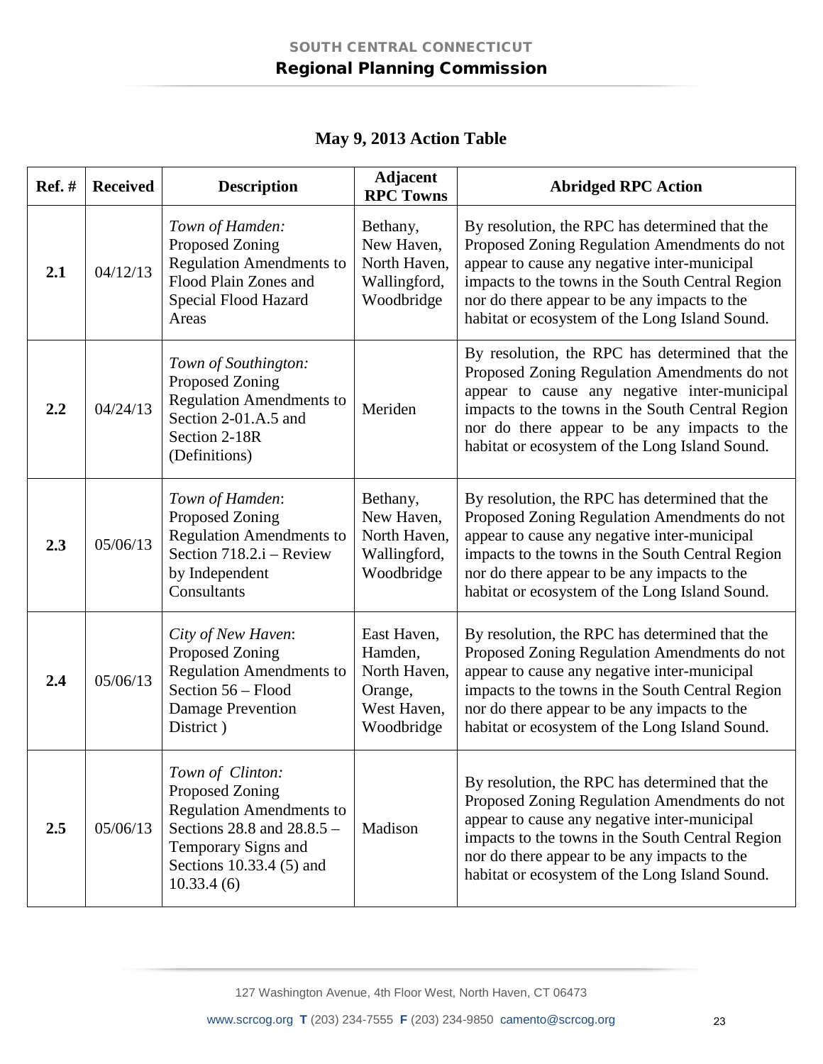# SOUTH CENTRAL CONNECTICUT
## Regional Planning Commission

### May 9, 2013 Action Table

| Ref. # | Received | Description | Adjacent RPC Towns | Abridged RPC Action |
|---|---|---|---|---|
| **2.1** | 04/12/13 | *Town of Hamden:* Proposed Zoning Regulation Amendments to Flood Plain Zones and Special Flood Hazard Areas | Bethany, New Haven, North Haven, Wallingford, Woodbridge | By resolution, the RPC has determined that the Proposed Zoning Regulation Amendments do not appear to cause any negative inter-municipal impacts to the towns in the South Central Region nor do there appear to be any impacts to the habitat or ecosystem of the Long Island Sound. |
| **2.2** | 04/24/13 | *Town of Southington:* Proposed Zoning Regulation Amendments to Section 2-01.A.5 and Section 2-18R (Definitions) | Meriden | By resolution, the RPC has determined that the Proposed Zoning Regulation Amendments do not appear to cause any negative inter-municipal impacts to the towns in the South Central Region nor do there appear to be any impacts to the habitat or ecosystem of the Long Island Sound. |
| **2.3** | 05/06/13 | *Town of Hamden*: Proposed Zoning Regulation Amendments to Section 718.2.i – Review by Independent Consultants | Bethany, New Haven, North Haven, Wallingford, Woodbridge | By resolution, the RPC has determined that the Proposed Zoning Regulation Amendments do not appear to cause any negative inter-municipal impacts to the towns in the South Central Region nor do there appear to be any impacts to the habitat or ecosystem of the Long Island Sound. |
| **2.4** | 05/06/13 | *City of New Haven*: Proposed Zoning Regulation Amendments to Section 56 – Flood Damage Prevention District ) | East Haven, Hamden, North Haven, Orange, West Haven, Woodbridge | By resolution, the RPC has determined that the Proposed Zoning Regulation Amendments do not appear to cause any negative inter-municipal impacts to the towns in the South Central Region nor do there appear to be any impacts to the habitat or ecosystem of the Long Island Sound. |
| **2.5** | 05/06/13 | *Town of Clinton:* Proposed Zoning Regulation Amendments to Sections 28.8 and 28.8.5 – Temporary Signs and Sections 10.33.4 (5) and 10.33.4 (6) | Madison | By resolution, the RPC has determined that the Proposed Zoning Regulation Amendments do not appear to cause any negative inter-municipal impacts to the towns in the South Central Region nor do there appear to be any impacts to the habitat or ecosystem of the Long Island Sound. |

127 Washington Avenue, 4th Floor West, North Haven, CT 06473

www.scrcog.org **T** (203) 234-7555 **F** (203) 234-9850 camento@scrcog.org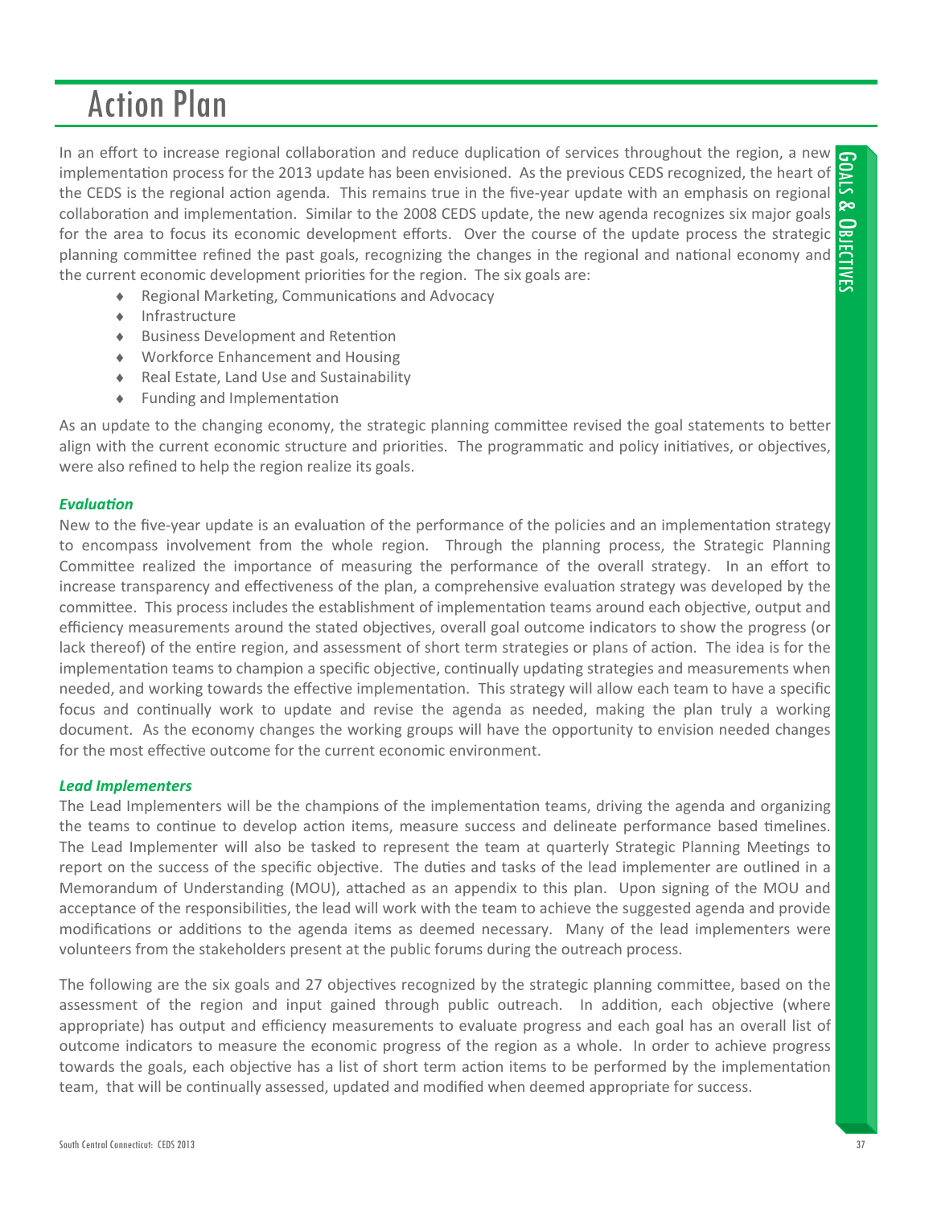# Action Plan

In an effort to increase regional collaboration and reduce duplication of services throughout the region, a new implementation process for the 2013 update has been envisioned. As the previous CEDS recognized, the heart of the CEDS is the regional action agenda. This remains true in the five-year update with an emphasis on regional collaboration and implementation. Similar to the 2008 CEDS update, the new agenda recognizes six major goals for the area to focus its economic development efforts. Over the course of the update process the strategic planning committee refined the past goals, recognizing the changes in the regional and national economy and the current economic development priorities for the region. The six goals are:

- Regional Marketing, Communications and Advocacy
- Infrastructure
- Business Development and Retention
- Workforce Enhancement and Housing
- Real Estate, Land Use and Sustainability
- Funding and Implementation

As an update to the changing economy, the strategic planning committee revised the goal statements to better align with the current economic structure and priorities. The programmatic and policy initiatives, or objectives, were also refined to help the region realize its goals.

***Evaluation***

New to the five-year update is an evaluation of the performance of the policies and an implementation strategy to encompass involvement from the whole region. Through the planning process, the Strategic Planning Committee realized the importance of measuring the performance of the overall strategy. In an effort to increase transparency and effectiveness of the plan, a comprehensive evaluation strategy was developed by the committee. This process includes the establishment of implementation teams around each objective, output and efficiency measurements around the stated objectives, overall goal outcome indicators to show the progress (or lack thereof) of the entire region, and assessment of short term strategies or plans of action. The idea is for the implementation teams to champion a specific objective, continually updating strategies and measurements when needed, and working towards the effective implementation. This strategy will allow each team to have a specific focus and continually work to update and revise the agenda as needed, making the plan truly a working document. As the economy changes the working groups will have the opportunity to envision needed changes for the most effective outcome for the current economic environment.

***Lead Implementers***

The Lead Implementers will be the champions of the implementation teams, driving the agenda and organizing the teams to continue to develop action items, measure success and delineate performance based timelines. The Lead Implementer will also be tasked to represent the team at quarterly Strategic Planning Meetings to report on the success of the specific objective. The duties and tasks of the lead implementer are outlined in a Memorandum of Understanding (MOU), attached as an appendix to this plan. Upon signing of the MOU and acceptance of the responsibilities, the lead will work with the team to achieve the suggested agenda and provide modifications or additions to the agenda items as deemed necessary. Many of the lead implementers were volunteers from the stakeholders present at the public forums during the outreach process.

The following are the six goals and 27 objectives recognized by the strategic planning committee, based on the assessment of the region and input gained through public outreach. In addition, each objective (where appropriate) has output and efficiency measurements to evaluate progress and each goal has an overall list of outcome indicators to measure the economic progress of the region as a whole. In order to achieve progress towards the goals, each objective has a list of short term action items to be performed by the implementation team, that will be continually assessed, updated and modified when deemed appropriate for success.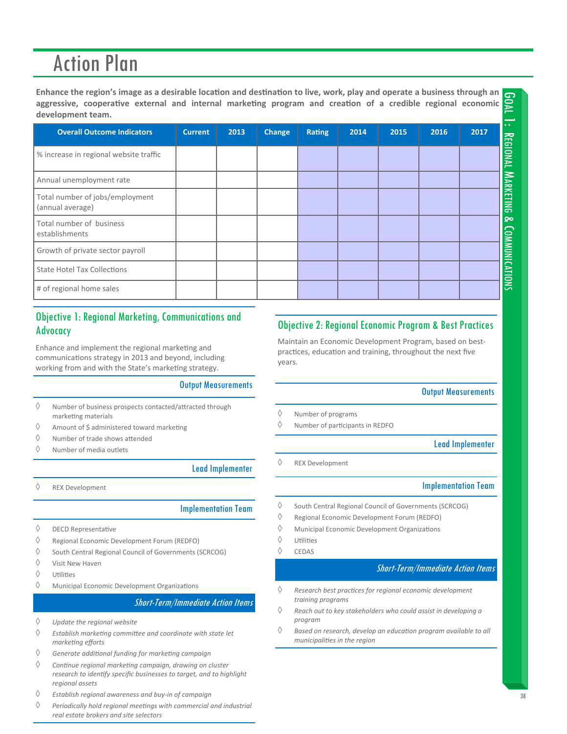# Action Plan

**Enhance the region's image as a desirable location and destination to live, work, play and operate a business through an aggressive, cooperative external and internal marketing program and creation of a credible regional economic development team.**

| Overall Outcome Indicators | Current | 2013 | Change | Rating | 2014 | 2015 | 2016 | 2017 |
|---|---|---|---|---|---|---|---|---|
| % increase in regional website traffic | | | | | | | | |
| Annual unemployment rate | | | | | | | | |
| Total number of jobs/employment (annual average) | | | | | | | | |
| Total number of business establishments | | | | | | | | |
| Growth of private sector payroll | | | | | | | | |
| State Hotel Tax Collections | | | | | | | | |
| # of regional home sales | | | | | | | | |

## Objective 1: Regional Marketing, Communications and Advocacy

Enhance and implement the regional marketing and communications strategy in 2013 and beyond, including working from and with the State's marketing strategy.

### Output Measurements

- Number of business prospects contacted/attracted through marketing materials
- Amount of $ administered toward marketing
- Number of trade shows attended
- Number of media outlets

### Lead Implementer

- REX Development

### Implementation Team

- DECD Representative
- Regional Economic Development Forum (REDFO)
- South Central Regional Council of Governments (SCRCOG)
- Visit New Haven
- Utilities
- Municipal Economic Development Organizations

### *Short-Term/Immediate Action Items*

- *Update the regional website*
- *Establish marketing committee and coordinate with state let marketing efforts*
- *Generate additional funding for marketing campaign*
- *Continue regional marketing campaign, drawing on cluster research to identify specific businesses to target, and to highlight regional assets*
- *Establish regional awareness and buy-in of campaign*
- *Periodically hold regional meetings with commercial and industrial real estate brokers and site selectors*

## Objective 2: Regional Economic Program & Best Practices

Maintain an Economic Development Program, based on best-practices, education and training, throughout the next five years.

### Output Measurements

- Number of programs
- Number of participants in REDFO

### Lead Implementer

- REX Development

### Implementation Team

- South Central Regional Council of Governments (SCRCOG)
- Regional Economic Development Forum (REDFO)
- Municipal Economic Development Organizations
- Utilities
- CEDAS

### *Short-Term/Immediate Action Items*

- *Research best practices for regional economic development training programs*
- *Reach out to key stakeholders who could assist in developing a program*
- *Based on research, develop an education program available to all municipalities in the region*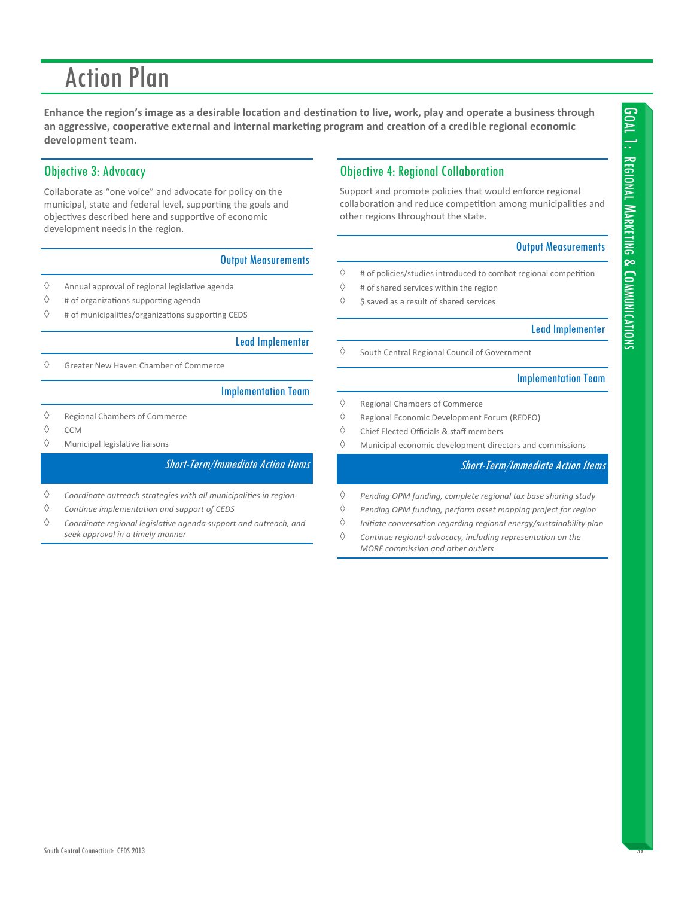# Action Plan

**Enhance the region's image as a desirable location and destination to live, work, play and operate a business through an aggressive, cooperative external and internal marketing program and creation of a credible regional economic development team.**

## Objective 3: Advocacy

Collaborate as "one voice" and advocate for policy on the municipal, state and federal level, supporting the goals and objectives described here and supportive of economic development needs in the region.

### Output Measurements

- Annual approval of regional legislative agenda
- # of organizations supporting agenda
- # of municipalities/organizations supporting CEDS

### Lead Implementer

- Greater New Haven Chamber of Commerce

### Implementation Team

- Regional Chambers of Commerce
- CCM
- Municipal legislative liaisons

### *Short-Term/Immediate Action Items*

- *Coordinate outreach strategies with all municipalities in region*
- *Continue implementation and support of CEDS*
- *Coordinate regional legislative agenda support and outreach, and seek approval in a timely manner*

## Objective 4: Regional Collaboration

Support and promote policies that would enforce regional collaboration and reduce competition among municipalities and other regions throughout the state.

### Output Measurements

- # of policies/studies introduced to combat regional competition
- # of shared services within the region
- $ saved as a result of shared services

### Lead Implementer

- South Central Regional Council of Government

### Implementation Team

- Regional Chambers of Commerce
- Regional Economic Development Forum (REDFO)
- Chief Elected Officials & staff members
- Municipal economic development directors and commissions

### *Short-Term/Immediate Action Items*

- *Pending OPM funding, complete regional tax base sharing study*
- *Pending OPM funding, perform asset mapping project for region*
- *Initiate conversation regarding regional energy/sustainability plan*
- *Continue regional advocacy, including representation on the MORE commission and other outlets*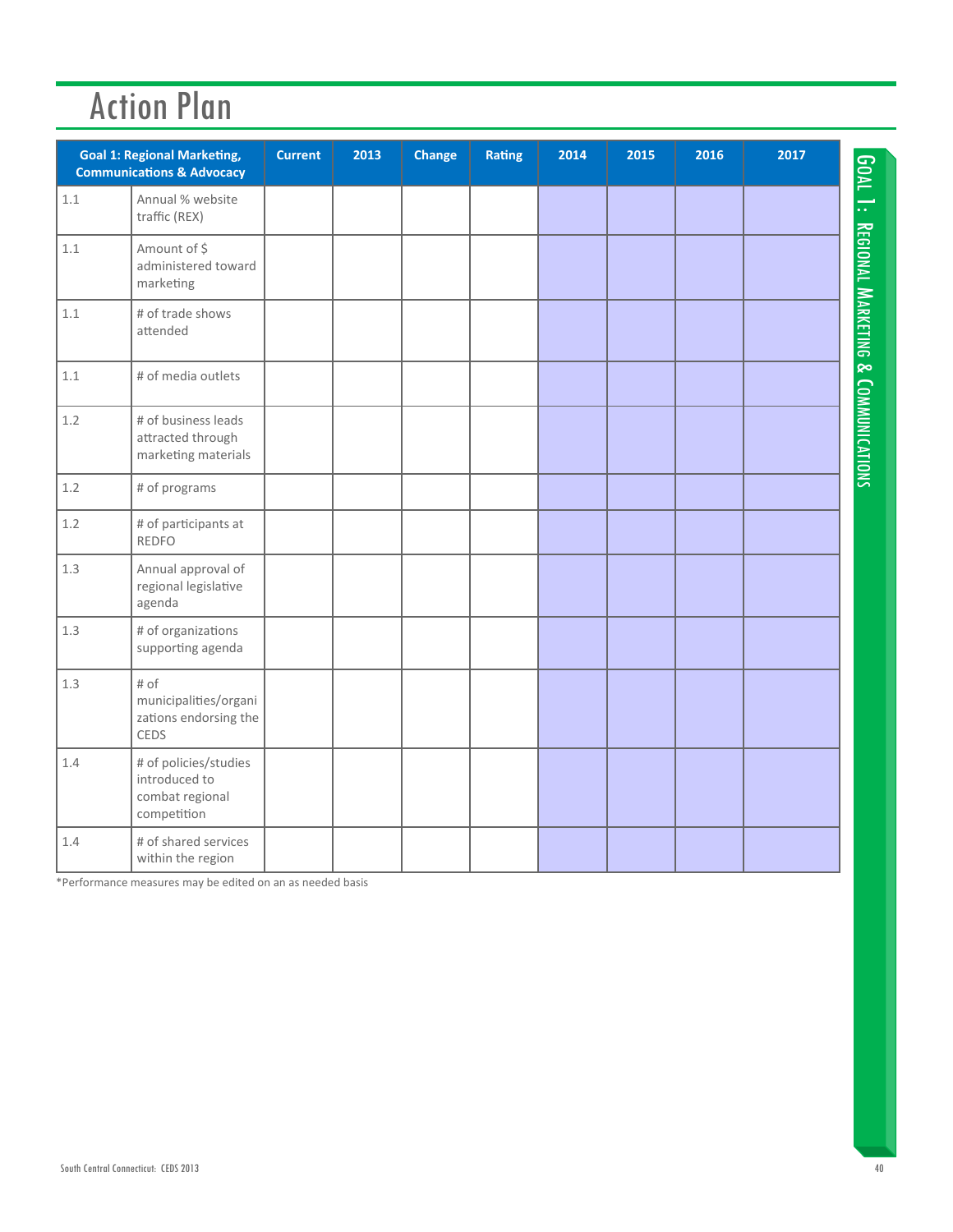# Action Plan

| Goal 1: Regional Marketing, Communications & Advocacy | | Current | 2013 | Change | Rating | 2014 | 2015 | 2016 | 2017 |
|---|---|---|---|---|---|---|---|---|---|
| 1.1 | Annual % website traffic (REX) | | | | | | | | |
| 1.1 | Amount of $ administered toward marketing | | | | | | | | |
| 1.1 | # of trade shows attended | | | | | | | | |
| 1.1 | # of media outlets | | | | | | | | |
| 1.2 | # of business leads attracted through marketing materials | | | | | | | | |
| 1.2 | # of programs | | | | | | | | |
| 1.2 | # of participants at REDFO | | | | | | | | |
| 1.3 | Annual approval of regional legislative agenda | | | | | | | | |
| 1.3 | # of organizations supporting agenda | | | | | | | | |
| 1.3 | # of municipalities/organizations endorsing the CEDS | | | | | | | | |
| 1.4 | # of policies/studies introduced to combat regional competition | | | | | | | | |
| 1.4 | # of shared services within the region | | | | | | | | |

*Performance measures may be edited on an as needed basis

Goal 1: Regional Marketing & Communications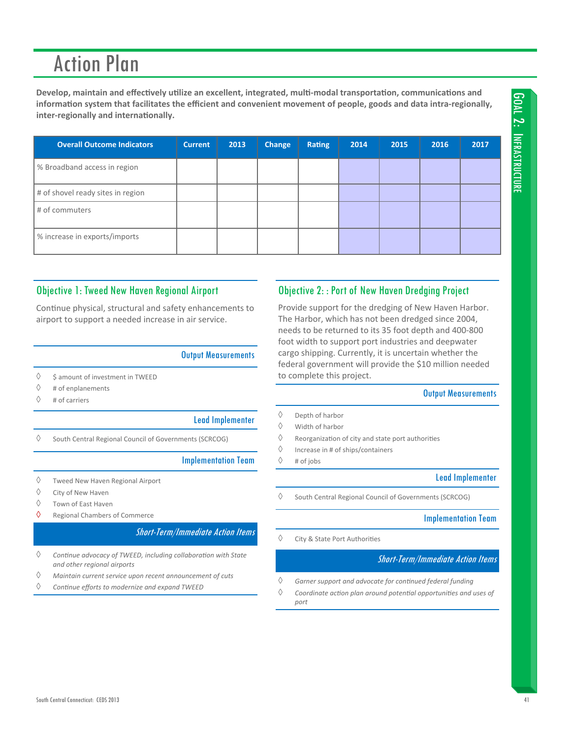# Action Plan

**Develop, maintain and effectively utilize an excellent, integrated, multi-modal transportation, communications and information system that facilitates the efficient and convenient movement of people, goods and data intra-regionally, inter-regionally and internationally.**

| Overall Outcome Indicators | Current | 2013 | Change | Rating | 2014 | 2015 | 2016 | 2017 |
|---|---|---|---|---|---|---|---|---|
| % Broadband access in region | | | | | | | | |
| # of shovel ready sites in region | | | | | | | | |
| # of commuters | | | | | | | | |
| % increase in exports/imports | | | | | | | | |

## Objective 1: Tweed New Haven Regional Airport

Continue physical, structural and safety enhancements to airport to support a needed increase in air service.

### Output Measurements

- $ amount of investment in TWEED
- # of enplanements
- # of carriers

### Lead Implementer

- South Central Regional Council of Governments (SCRCOG)

### Implementation Team

- Tweed New Haven Regional Airport
- City of New Haven
- Town of East Haven
- Regional Chambers of Commerce

### *Short-Term/Immediate Action Items*

- *Continue advocacy of TWEED, including collaboration with State and other regional airports*
- *Maintain current service upon recent announcement of cuts*
- *Continue efforts to modernize and expand TWEED*

## Objective 2: : Port of New Haven Dredging Project

Provide support for the dredging of New Haven Harbor. The Harbor, which has not been dredged since 2004, needs to be returned to its 35 foot depth and 400-800 foot width to support port industries and deepwater cargo shipping. Currently, it is uncertain whether the federal government will provide the $10 million needed to complete this project.

### Output Measurements

- Depth of harbor
- Width of harbor
- Reorganization of city and state port authorities
- Increase in # of ships/containers
- # of jobs

### Lead Implementer

- South Central Regional Council of Governments (SCRCOG)

### Implementation Team

- City & State Port Authorities

### *Short-Term/Immediate Action Items*

- *Garner support and advocate for continued funding*
- *Coordinate action plan around potential opportunities and uses of port*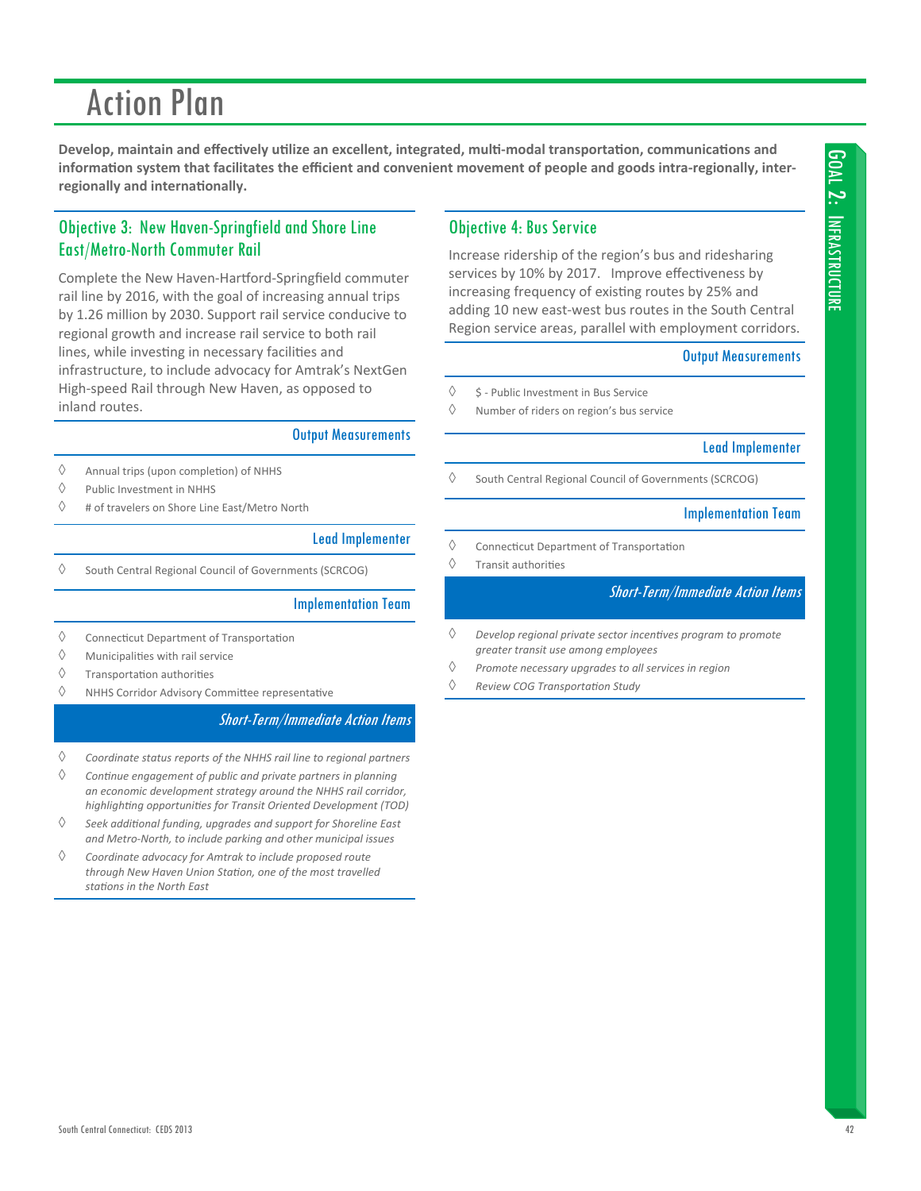# Action Plan

**Develop, maintain and effectively utilize an excellent, integrated, multi-modal transportation, communications and information system that facilitates the efficient and convenient movement of people and goods intra-regionally, inter-regionally and internationally.**

## Objective 3: New Haven-Springfield and Shore Line East/Metro-North Commuter Rail

Complete the New Haven-Hartford-Springfield commuter rail line by 2016, with the goal of increasing annual trips by 1.26 million by 2030. Support rail service conducive to regional growth and increase rail service to both rail lines, while investing in necessary facilities and infrastructure, to include advocacy for Amtrak's NextGen High-speed Rail through New Haven, as opposed to inland routes.

### Output Measurements

- Annual trips (upon completion) of NHHS
- Public Investment in NHHS
- # of travelers on Shore Line East/Metro North

### Lead Implementer

- South Central Regional Council of Governments (SCRCOG)

### Implementation Team

- Connecticut Department of Transportation
- Municipalities with rail service
- Transportation authorities
- NHHS Corridor Advisory Committee representative

### *Short-Term/Immediate Action Items*

- *Coordinate status reports of the NHHS rail line to regional partners*
- *Continue engagement of public and private partners in planning an economic development strategy around the NHHS rail corridor, highlighting opportunities for Transit Oriented Development (TOD)*
- *Seek additional funding, upgrades and support for Shoreline East and Metro-North, to include parking and other municipal issues*
- *Coordinate advocacy for Amtrak to include proposed route through New Haven Union Station, one of the most travelled stations in the North East*

## Objective 4: Bus Service

Increase ridership of the region's bus and ridesharing services by 10% by 2017. Improve effectiveness by increasing frequency of existing routes by 25% and adding 10 new east-west bus routes in the South Central Region service areas, parallel with employment corridors.

### Output Measurements

- $ - Public Investment in Bus Service
- Number of riders on region's bus service

### Lead Implementer

- South Central Regional Council of Governments (SCRCOG)

### Implementation Team

- Connecticut Department of Transportation
- Transit authorities

### *Short-Term/Immediate Action Items*

- *Develop regional private sector incentives program to promote greater transit use among employees*
- *Promote necessary upgrades to all services in region*
- *Review COG Transportation Study*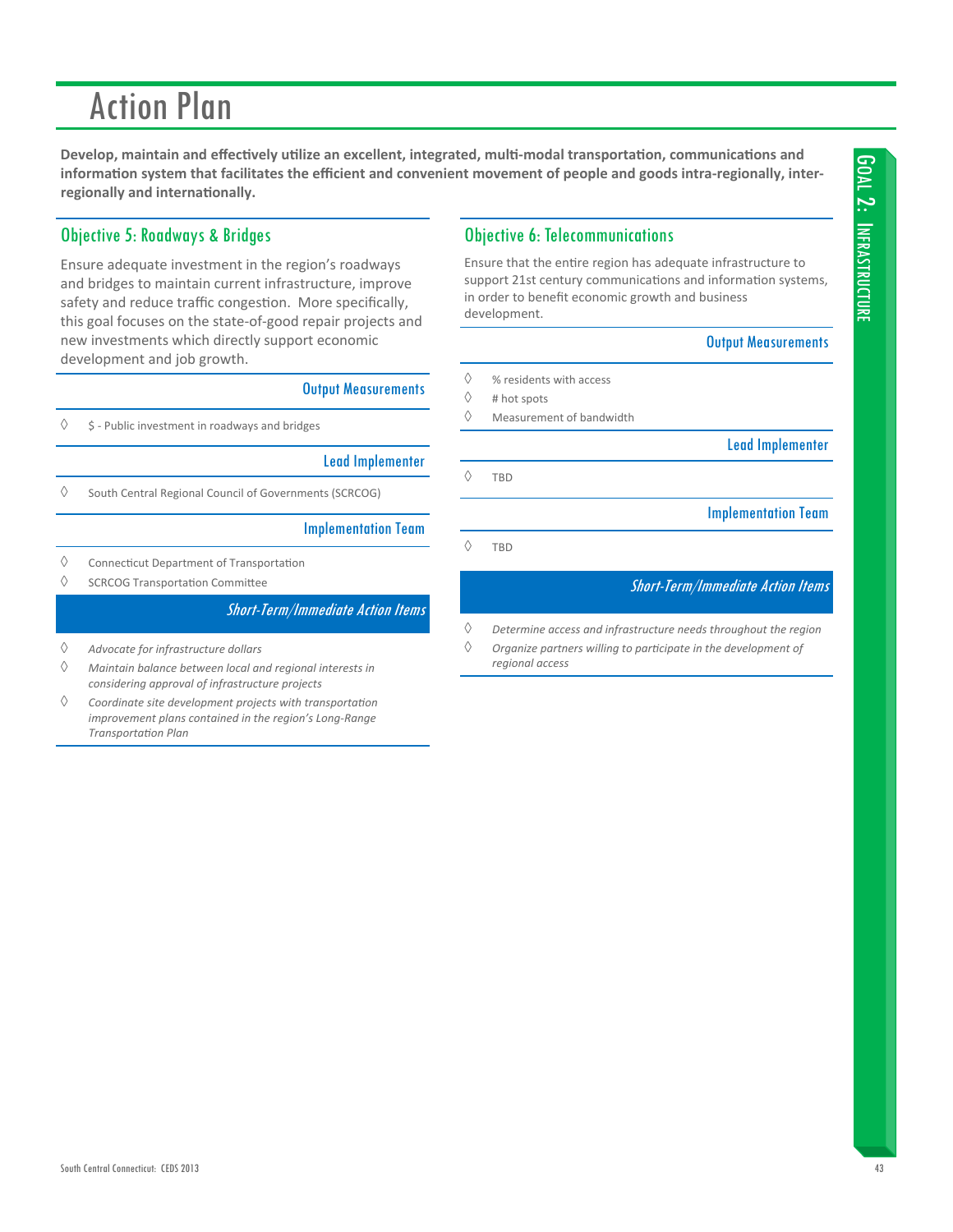# Action Plan

**Develop, maintain and effectively utilize an excellent, integrated, multi-modal transportation, communications and information system that facilitates the efficient and convenient movement of people and goods intra-regionally, inter-regionally and internationally.**

## Objective 5: Roadways & Bridges

Ensure adequate investment in the region's roadways and bridges to maintain current infrastructure, improve safety and reduce traffic congestion. More specifically, this goal focuses on the state-of-good repair projects and new investments which directly support economic development and job growth.

### Output Measurements

- $ - Public investment in roadways and bridges

### Lead Implementer

- South Central Regional Council of Governments (SCRCOG)

### Implementation Team

- Connecticut Department of Transportation
- SCRCOG Transportation Committee

### *Short-Term/Immediate Action Items*

- *Advocate for infrastructure dollars*
- *Maintain balance between local and regional interests in considering approval of infrastructure projects*
- *Coordinate site development projects with transportation improvement plans contained in the region's Long-Range Transportation Plan*

## Objective 6: Telecommunications

Ensure that the entire region has adequate infrastructure to support 21st century communications and information systems, in order to benefit economic growth and business development.

### Output Measurements

- % residents with access
- # hot spots
- Measurement of bandwidth

### Lead Implementer

- TBD

### Implementation Team

- TBD

### *Short-Term/Immediate Action Items*

- *Determine access and infrastructure needs throughout the region*
- *Organize partners willing to participate in the development of regional access*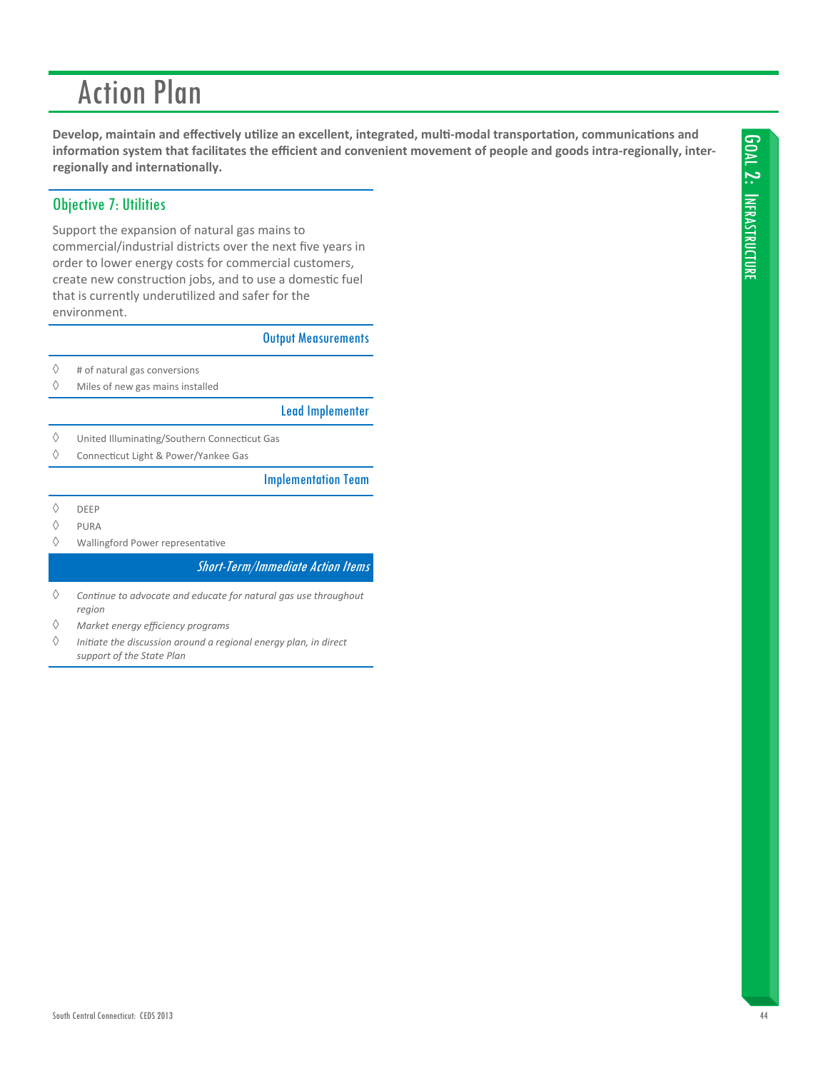# Action Plan

**Develop, maintain and effectively utilize an excellent, integrated, multi-modal transportation, communications and information system that facilitates the efficient and convenient movement of people and goods intra-regionally, inter-regionally and internationally.**

## Objective 7: Utilities

Support the expansion of natural gas mains to commercial/industrial districts over the next five years in order to lower energy costs for commercial customers, create new construction jobs, and to use a domestic fuel that is currently underutilized and safer for the environment.

### Output Measurements

- # of natural gas conversions
- Miles of new gas mains installed

### Lead Implementer

- United Illuminating/Southern Connecticut Gas
- Connecticut Light & Power/Yankee Gas

### Implementation Team

- DEEP
- PURA
- Wallingford Power representative

### *Short-Term/Immediate Action Items*

- *Continue to advocate and educate for natural gas use throughout region*
- *Market energy efficiency programs*
- *Initiate the discussion around a regional energy plan, in direct support of the State Plan*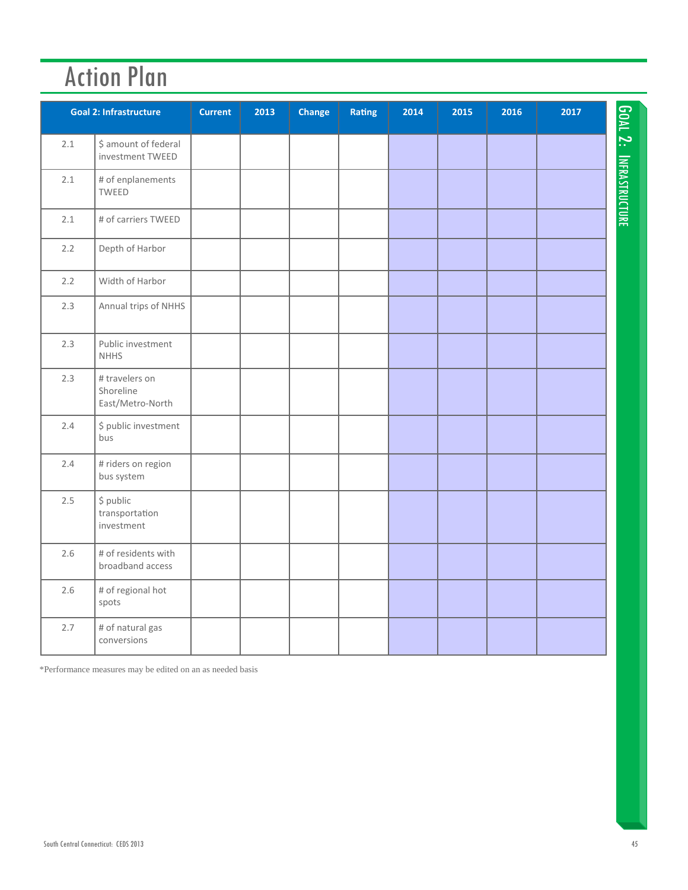# Action Plan

| Goal 2: Infrastructure | | Current | 2013 | Change | Rating | 2014 | 2015 | 2016 | 2017 |
|---|---|---|---|---|---|---|---|---|---|
| 2.1 | $ amount of federal investment TWEED | | | | | | | | |
| 2.1 | # of enplanements TWEED | | | | | | | | |
| 2.1 | # of carriers TWEED | | | | | | | | |
| 2.2 | Depth of Harbor | | | | | | | | |
| 2.2 | Width of Harbor | | | | | | | | |
| 2.3 | Annual trips of NHHS | | | | | | | | |
| 2.3 | Public investment NHHS | | | | | | | | |
| 2.3 | # travelers on Shoreline East/Metro-North | | | | | | | | |
| 2.4 | $ public investment bus | | | | | | | | |
| 2.4 | # riders on region bus system | | | | | | | | |
| 2.5 | $ public transportation investment | | | | | | | | |
| 2.6 | # of residents with broadband access | | | | | | | | |
| 2.6 | # of regional hot spots | | | | | | | | |
| 2.7 | # of natural gas conversions | | | | | | | | |

*Performance measures may be edited on an as needed basis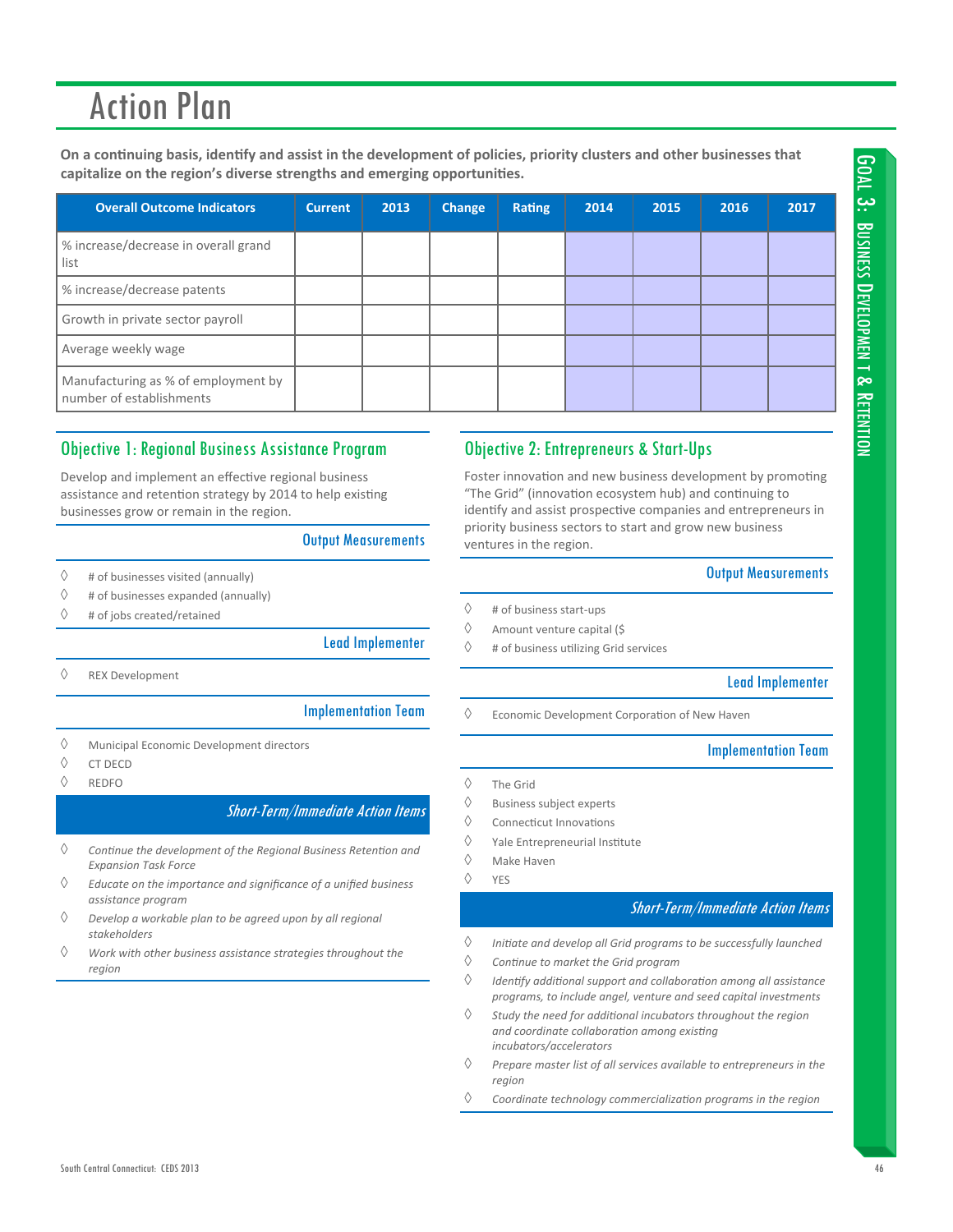# Action Plan

**On a continuing basis, identify and assist in the development of policies, priority clusters and other businesses that capitalize on the region's diverse strengths and emerging opportunities.**

| Overall Outcome Indicators | Current | 2013 | Change | Rating | 2014 | 2015 | 2016 | 2017 |
|---|---|---|---|---|---|---|---|---|
| % increase/decrease in overall grand list | | | | | | | | |
| % increase/decrease patents | | | | | | | | |
| Growth in private sector payroll | | | | | | | | |
| Average weekly wage | | | | | | | | |
| Manufacturing as % of employment by number of establishments | | | | | | | | |

## Objective 1: Regional Business Assistance Program

Develop and implement an effective regional business assistance and retention strategy by 2014 to help existing businesses grow or remain in the region.

### Output Measurements

- # of businesses visited (annually)
- # of businesses expanded (annually)
- # of jobs created/retained

### Lead Implementer

- REX Development

### Implementation Team

- Municipal Economic Development directors
- CT DECD
- REDFO

### Short-Term/Immediate Action Items

- *Continue the development of the Regional Business Retention and Expansion Task Force*
- *Educate on the importance and significance of a unified business assistance program*
- *Develop a workable plan to be agreed upon by all regional stakeholders*
- *Work with other business assistance strategies throughout the region*

## Objective 2: Entrepreneurs & Start-Ups

Foster innovation and new business development by promoting "The Grid" (innovation ecosystem hub) and continuing to identify and assist prospective companies and entrepreneurs in priority business sectors to start and grow new business ventures in the region.

### Output Measurements

- # of business start-ups
- Amount venture capital ($
- # of business utilizing Grid services

### Lead Implementer

- Economic Development Corporation of New Haven

### Implementation Team

- The Grid
- Business subject experts
- Connecticut Innovations
- Yale Entrepreneurial Institute
- Make Haven
- YES

### Short-Term/Immediate Action Items

- *Initiate and develop all Grid programs to be successfully launched*
- *Continue to market the Grid program*
- *Identify additional support and collaboration among all assistance programs, to include angel, venture and seed capital investments*
- *Study the need for additional incubators throughout the region and coordinate collaboration among existing incubators/accelerators*
- *Prepare master list of all services available to entrepreneurs in the region*
- *Coordinate technology commercialization programs in the region*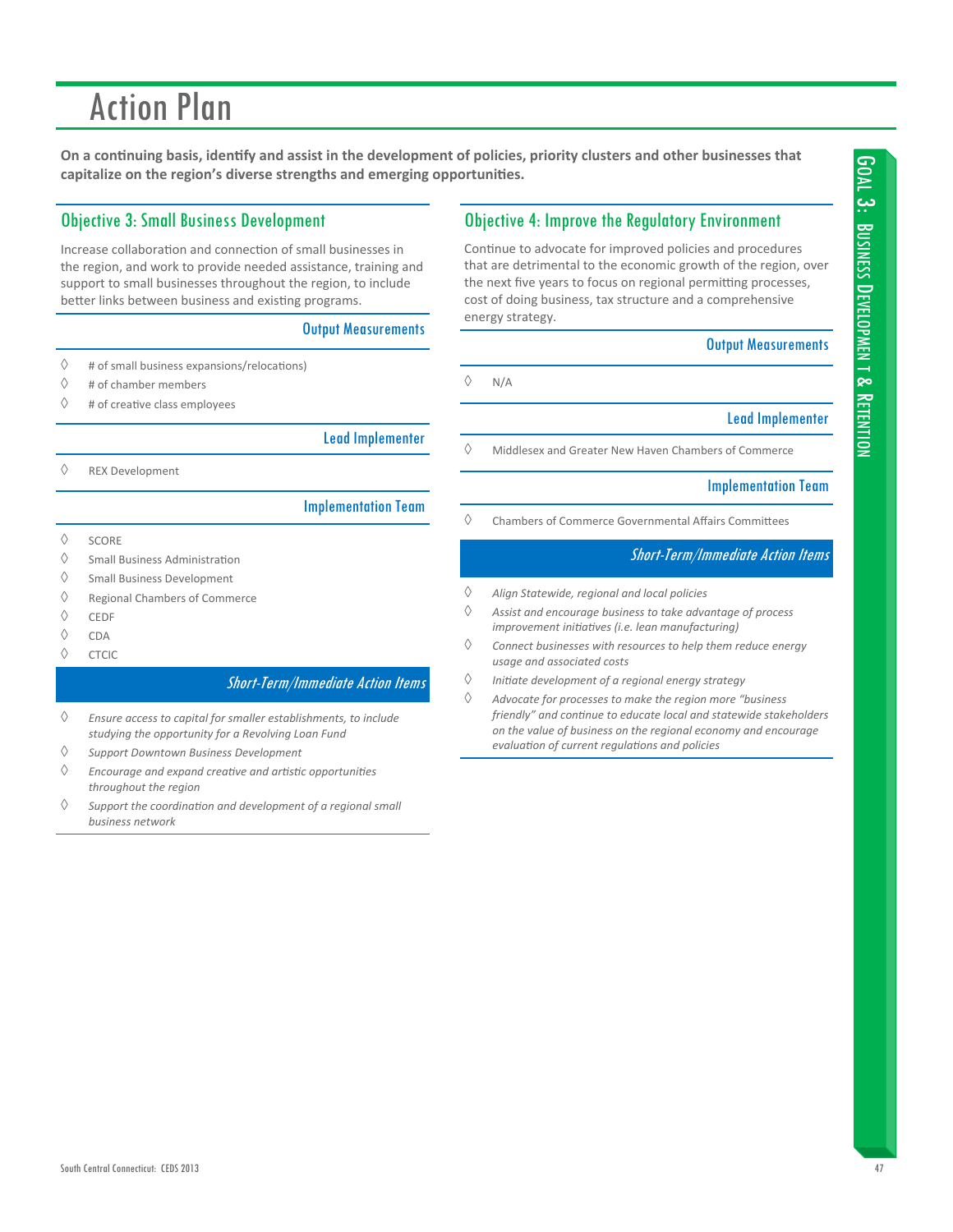# Action Plan

**On a continuing basis, identify and assist in the development of policies, priority clusters and other businesses that capitalize on the region's diverse strengths and emerging opportunities.**

## Objective 3: Small Business Development

Increase collaboration and connection of small businesses in the region, and work to provide needed assistance, training and support to small businesses throughout the region, to include better links between business and existing programs.

### Output Measurements

- # of small business expansions/relocations)
- # of chamber members
- # of creative class employees

### Lead Implementer

- REX Development

### Implementation Team

- SCORE
- Small Business Administration
- Small Business Development
- Regional Chambers of Commerce
- CEDF
- CDA
- CTCIC

### Short-Term/Immediate Action Items

- *Ensure access to capital for smaller establishments, to include studying the opportunity for a Revolving Loan Fund*
- *Support Downtown Business Development*
- *Encourage and expand creative and artistic opportunities throughout the region*
- *Support the coordination and development of a regional small business network*

## Objective 4: Improve the Regulatory Environment

Continue to advocate for improved policies and procedures that are detrimental to the economic growth of the region, over the next five years to focus on regional permitting processes, cost of doing business, tax structure and a comprehensive energy strategy.

### Output Measurements

- N/A

### Lead Implementer

- Middlesex and Greater New Haven Chambers of Commerce

### Implementation Team

- Chambers of Commerce Governmental Affairs Committees

### Short-Term/Immediate Action Items

- *Align Statewide, regional and local policies*
- *Assist and encourage business to take advantage of process improvement initiatives (i.e. lean manufacturing)*
- *Connect businesses with resources to help them reduce energy usage and associated costs*
- *Initiate development of a regional energy strategy*
- *Advocate for processes to make the region more "business friendly" and continue to educate local and statewide stakeholders on the value of business on the regional economy and encourage evaluation of current regulations and policies*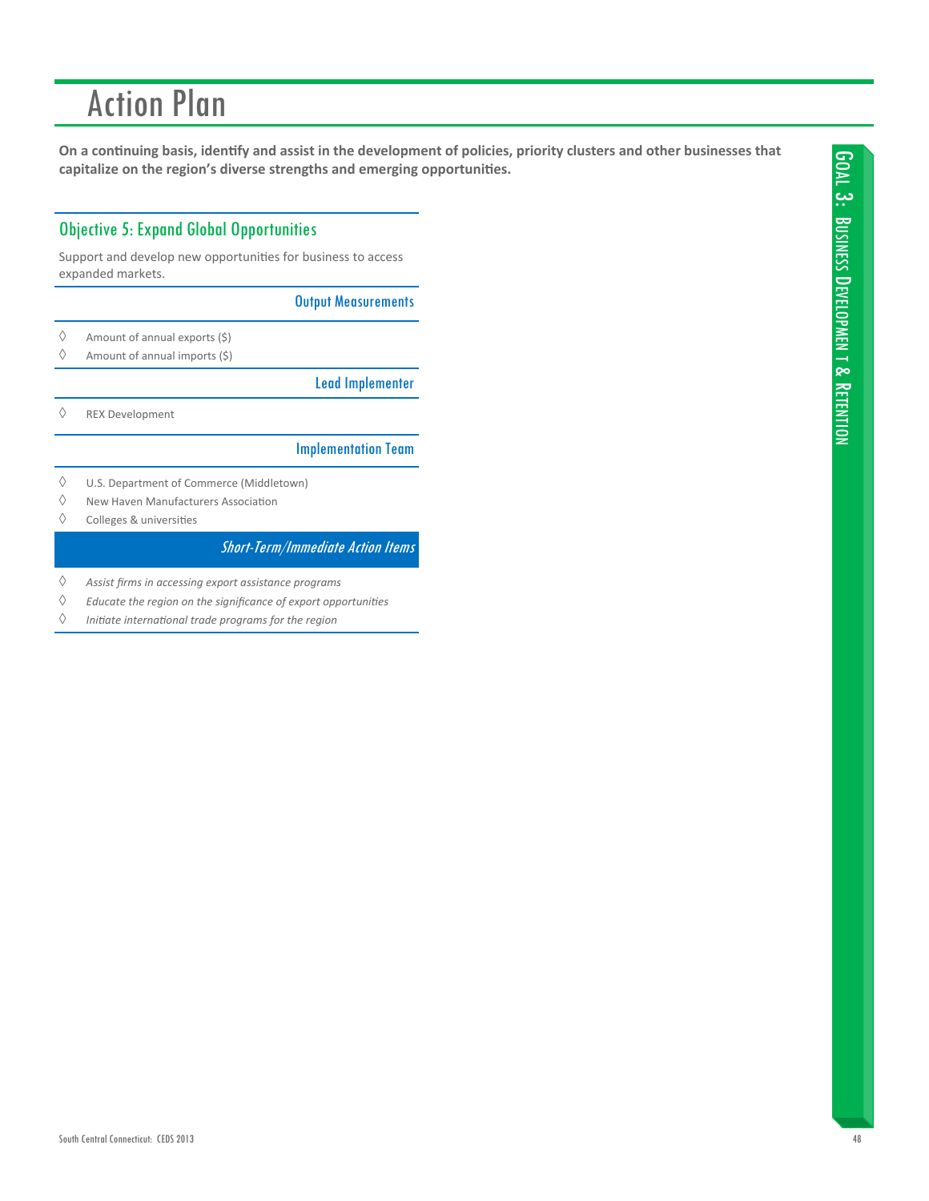# Action Plan

**On a continuing basis, identify and assist in the development of policies, priority clusters and other businesses that capitalize on the region's diverse strengths and emerging opportunities.**

## Objective 5: Expand Global Opportunities

Support and develop new opportunities for business to access expanded markets.

### Output Measurements

- Amount of annual exports ($)
- Amount of annual imports ($)

### Lead Implementer

- REX Development

### Implementation Team

- U.S. Department of Commerce (Middletown)
- New Haven Manufacturers Association
- Colleges & universities

### *Short-Term/Immediate Action Items*

- *Assist firms in accessing export assistance programs*
- *Educate the region on the significance of export opportunities*
- *Initiate international trade programs for the region*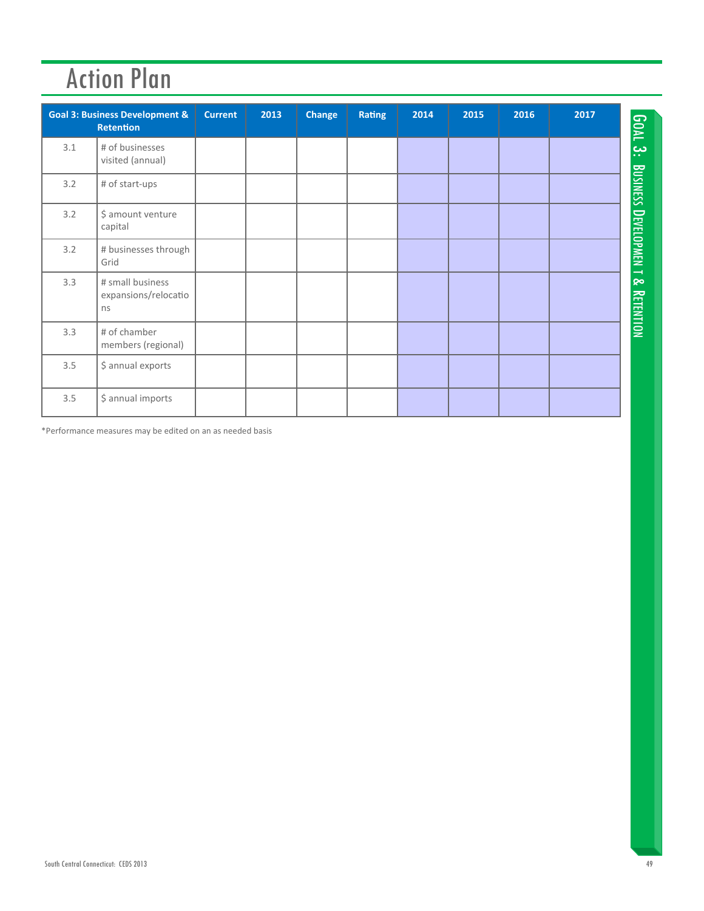# Action Plan

| Goal 3: Business Development & Retention | | Current | 2013 | Change | Rating | 2014 | 2015 | 2016 | 2017 |
|---|---|---|---|---|---|---|---|---|---|
| 3.1 | # of businesses visited (annual) | | | | | | | | |
| 3.2 | # of start-ups | | | | | | | | |
| 3.2 | $ amount venture capital | | | | | | | | |
| 3.2 | # businesses through Grid | | | | | | | | |
| 3.3 | # small business expansions/relocations | | | | | | | | |
| 3.3 | # of chamber members (regional) | | | | | | | | |
| 3.5 | $ annual exports | | | | | | | | |
| 3.5 | $ annual imports | | | | | | | | |

*Performance measures may be edited on an as needed basis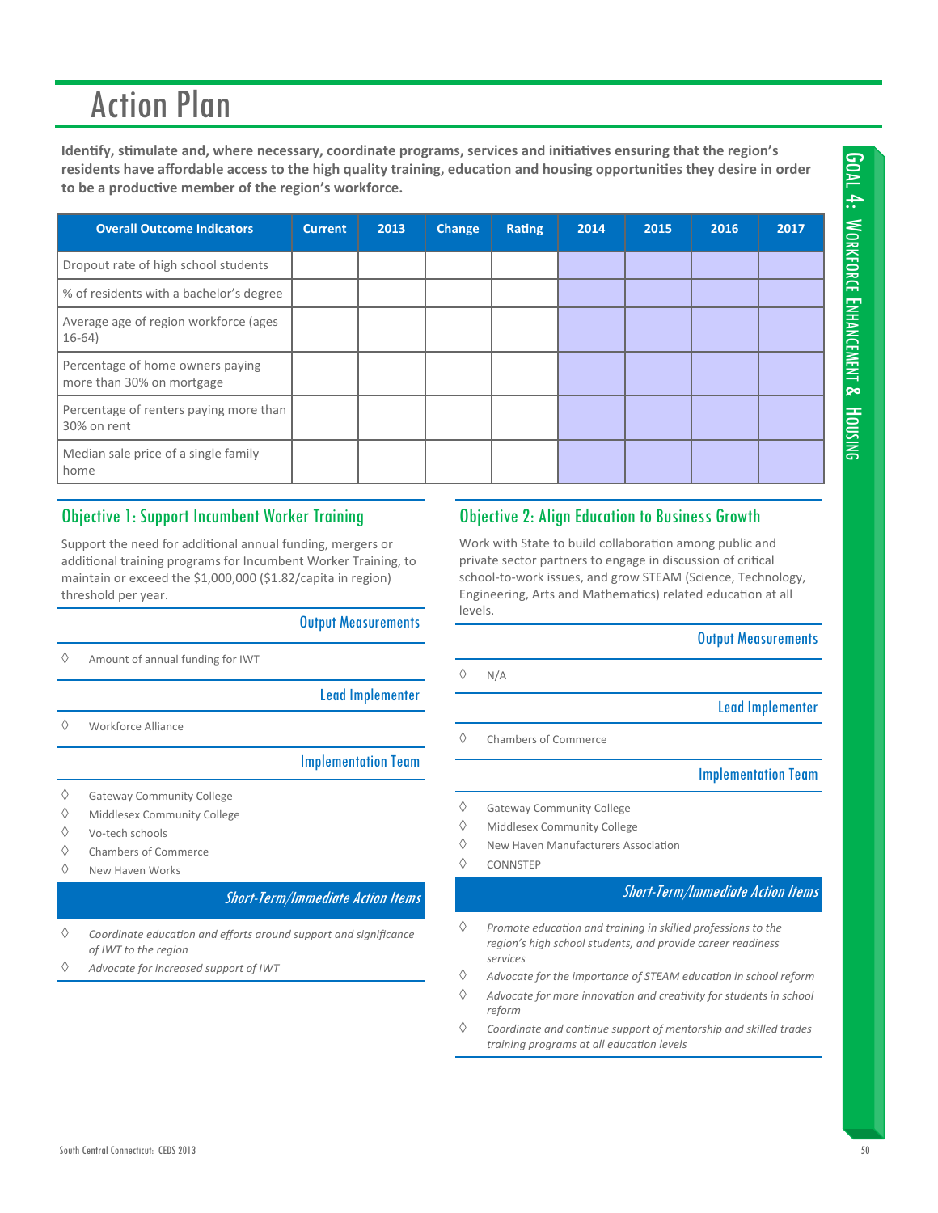# Action Plan

**Identify, stimulate and, where necessary, coordinate programs, services and initiatives ensuring that the region's residents have affordable access to the high quality training, education and housing opportunities they desire in order to be a productive member of the region's workforce.**

| Overall Outcome Indicators | Current | 2013 | Change | Rating | 2014 | 2015 | 2016 | 2017 |
|---|---|---|---|---|---|---|---|---|
| Dropout rate of high school students | | | | | | | | |
| % of residents with a bachelor's degree | | | | | | | | |
| Average age of region workforce (ages 16-64) | | | | | | | | |
| Percentage of home owners paying more than 30% on mortgage | | | | | | | | |
| Percentage of renters paying more than 30% on rent | | | | | | | | |
| Median sale price of a single family home | | | | | | | | |

## Objective 1: Support Incumbent Worker Training

Support the need for additional annual funding, mergers or additional training programs for Incumbent Worker Training, to maintain or exceed the $1,000,000 ($1.82/capita in region) threshold per year.

### Output Measurements

- ◊ Amount of annual funding for IWT

### Lead Implementer

- ◊ Workforce Alliance

### Implementation Team

- ◊ Gateway Community College
- ◊ Middlesex Community College
- ◊ Vo-tech schools
- ◊ Chambers of Commerce
- ◊ New Haven Works

### *Short-Term/Immediate Action Items*

- ◊ *Coordinate education and efforts around support and significance of IWT to the region*
- ◊ *Advocate for increased support of IWT*

## Objective 2: Align Education to Business Growth

Work with State to build collaboration among public and private sector partners to engage in discussion of critical school-to-work issues, and grow STEAM (Science, Technology, Engineering, Arts and Mathematics) related education at all levels.

### Output Measurements

- ◊ N/A

### Lead Implementer

- ◊ Chambers of Commerce

### Implementation Team

- ◊ Gateway Community College
- ◊ Middlesex Community College
- ◊ New Haven Manufacturers Association
- ◊ CONNSTEP

### *Short-Term/Immediate Action Items*

- ◊ *Promote education and training in skilled professions to the region's high school students, and provide career readiness services*
- ◊ *Advocate for the importance of STEAM education in school reform*
- ◊ *Advocate for more innovation and creativity for students in school reform*
- ◊ *Coordinate and continue support of mentorship and skilled trades training programs at all education levels*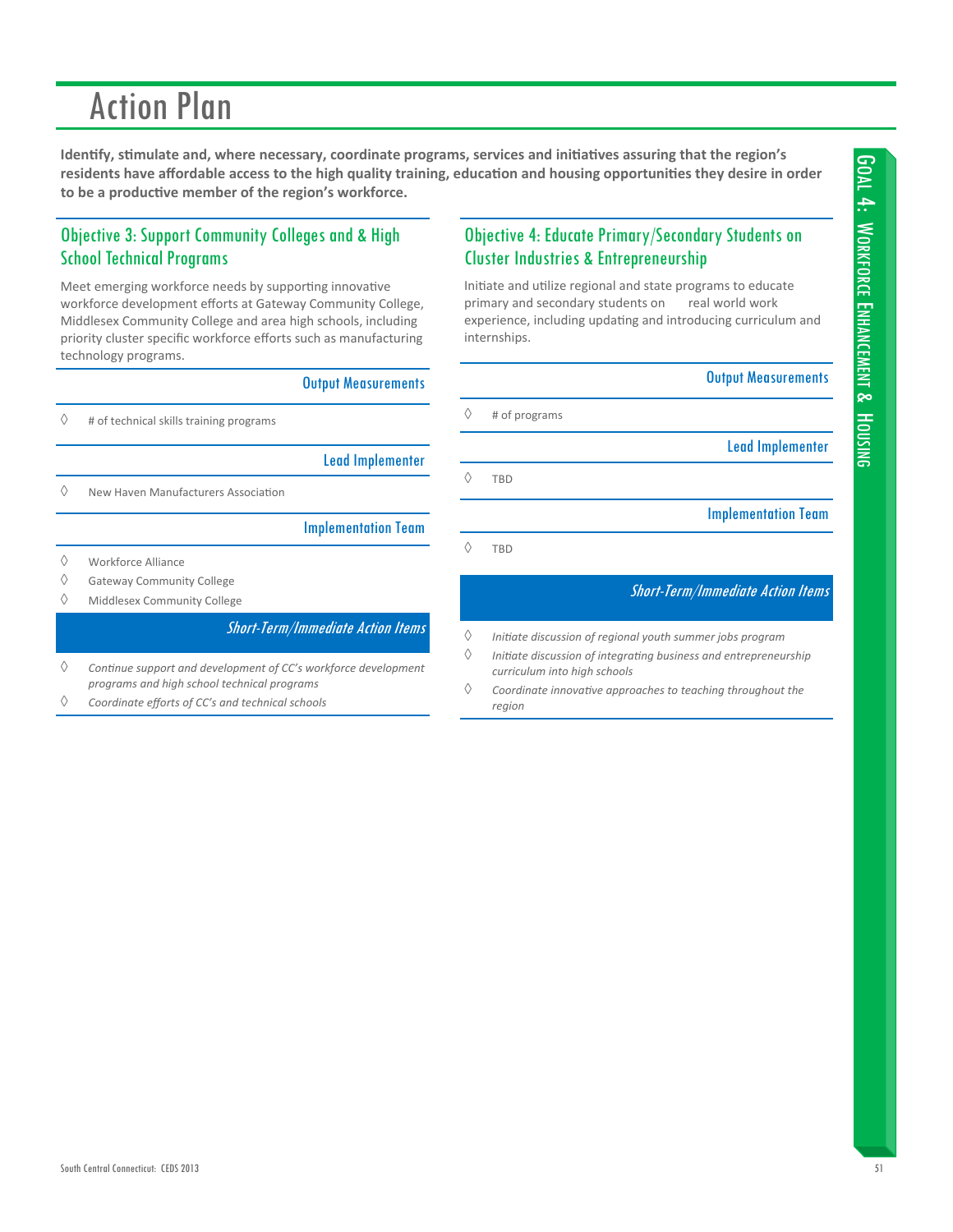# Action Plan

**Identify, stimulate and, where necessary, coordinate programs, services and initiatives assuring that the region's residents have affordable access to the high quality training, education and housing opportunities they desire in order to be a productive member of the region's workforce.**

## Objective 3: Support Community Colleges and & High School Technical Programs

Meet emerging workforce needs by supporting innovative workforce development efforts at Gateway Community College, Middlesex Community College and area high schools, including priority cluster specific workforce efforts such as manufacturing technology programs.

### Output Measurements

- # of technical skills training programs

### Lead Implementer

- New Haven Manufacturers Association

### Implementation Team

- Workforce Alliance
- Gateway Community College
- Middlesex Community College

### *Short-Term/Immediate Action Items*

- *Continue support and development of CC's workforce development programs and high school technical programs*
- *Coordinate efforts of CC's and technical schools*

## Objective 4: Educate Primary/Secondary Students on Cluster Industries & Entrepreneurship

Initiate and utilize regional and state programs to educate primary and secondary students on real world work experience, including updating and introducing curriculum and internships.

### Output Measurements

- # of programs

### Lead Implementer

- TBD

### Implementation Team

- TBD

### *Short-Term/Immediate Action Items*

- *Initiate discussion of regional youth summer jobs program*
- *Initiate discussion of integrating business and entrepreneurship curriculum into high schools*
- *Coordinate innovative approaches to teaching throughout the region*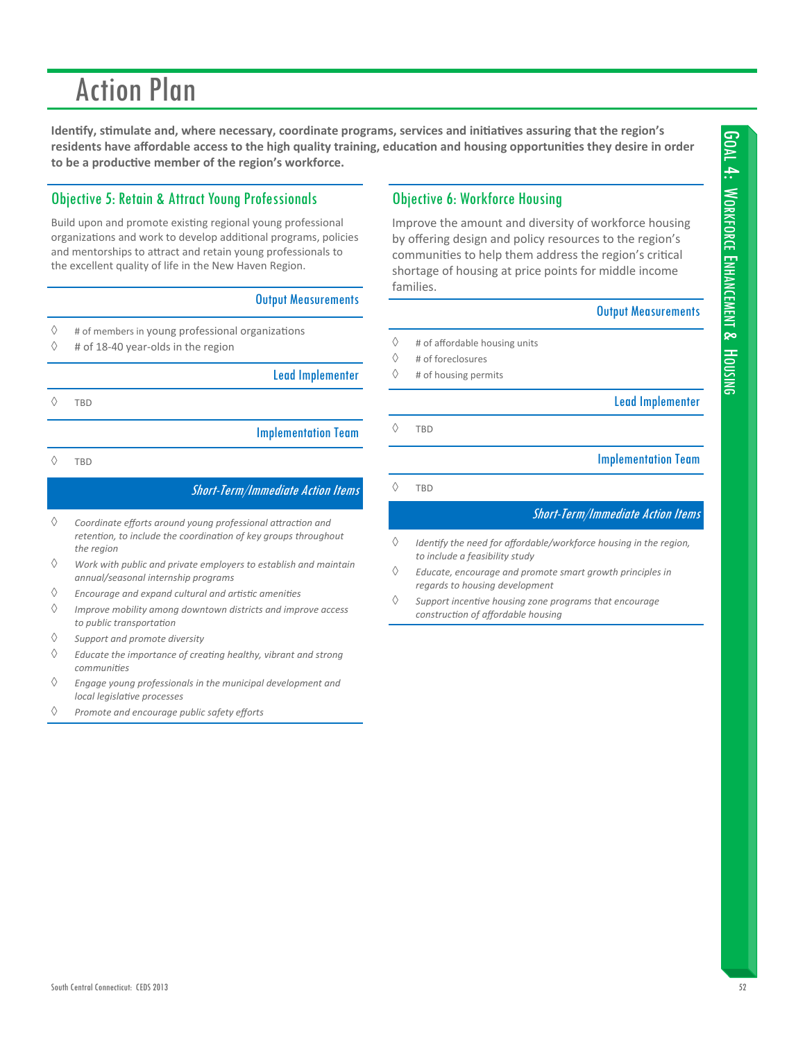# Action Plan

**Identify, stimulate and, where necessary, coordinate programs, services and initiatives assuring that the region's residents have affordable access to the high quality training, education and housing opportunities they desire in order to be a productive member of the region's workforce.**

## Objective 5: Retain & Attract Young Professionals

Build upon and promote existing regional young professional organizations and work to develop additional programs, policies and mentorships to attract and retain young professionals to the excellent quality of life in the New Haven Region.

### Output Measurements

- # of members in young professional organizations
- # of 18-40 year-olds in the region

### Lead Implementer

- TBD

### Implementation Team

- TBD

### *Short-Term/Immediate Action Items*

- *Coordinate efforts around young professional attraction and retention, to include the coordination of key groups throughout the region*
- *Work with public and private employers to establish and maintain annual/seasonal internship programs*
- *Encourage and expand cultural and artistic amenities*
- *Improve mobility among downtown districts and improve access to public transportation*
- *Support and promote diversity*
- *Educate the importance of creating healthy, vibrant and strong communities*
- *Engage young professionals in the municipal development and local legislative processes*
- *Promote and encourage public safety efforts*

## Objective 6: Workforce Housing

Improve the amount and diversity of workforce housing by offering design and policy resources to the region's communities to help them address the region's critical shortage of housing at price points for middle income families.

### Output Measurements

- # of affordable housing units
- # of foreclosures
- # of housing permits

### Lead Implementer

- TBD

### Implementation Team

- TBD

### *Short-Term/Immediate Action Items*

- *Identify the need for affordable/workforce housing in the region, to include a feasibility study*
- *Educate, encourage and promote smart growth principles in regards to housing development*
- *Support incentive housing zone programs that encourage construction of affordable housing*

Goal 4: Workforce Enhancement & Housing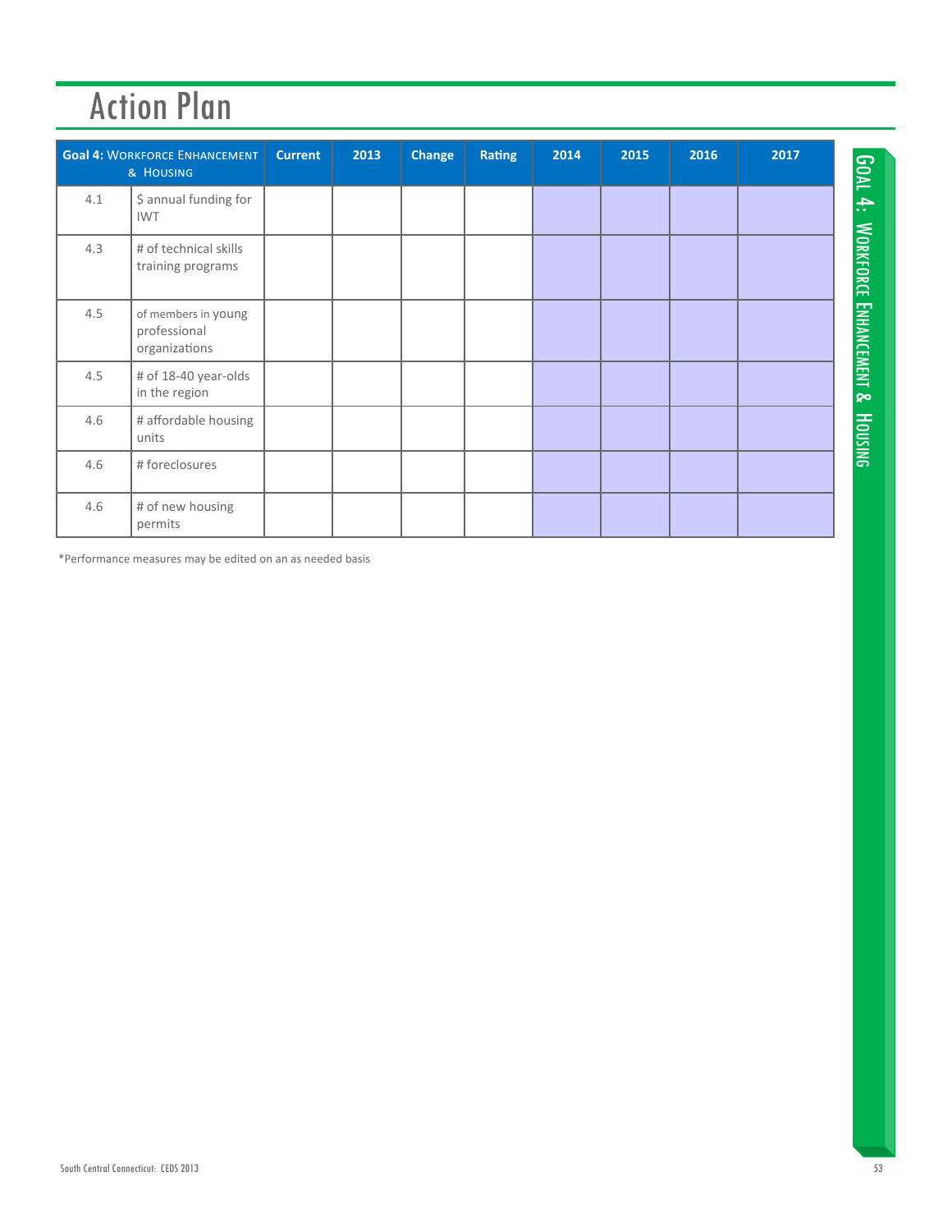# Action Plan

| Goal 4: Workforce Enhancement & Housing | | Current | 2013 | Change | Rating | 2014 | 2015 | 2016 | 2017 |
|---|---|---|---|---|---|---|---|---|---|
| 4.1 | $ annual funding for IWT | | | | | | | | |
| 4.3 | # of technical skills training programs | | | | | | | | |
| 4.5 | of members in young professional organizations | | | | | | | | |
| 4.5 | # of 18-40 year-olds in the region | | | | | | | | |
| 4.6 | # affordable housing units | | | | | | | | |
| 4.6 | # foreclosures | | | | | | | | |
| 4.6 | # of new housing permits | | | | | | | | |

*Performance measures may be edited on an as needed basis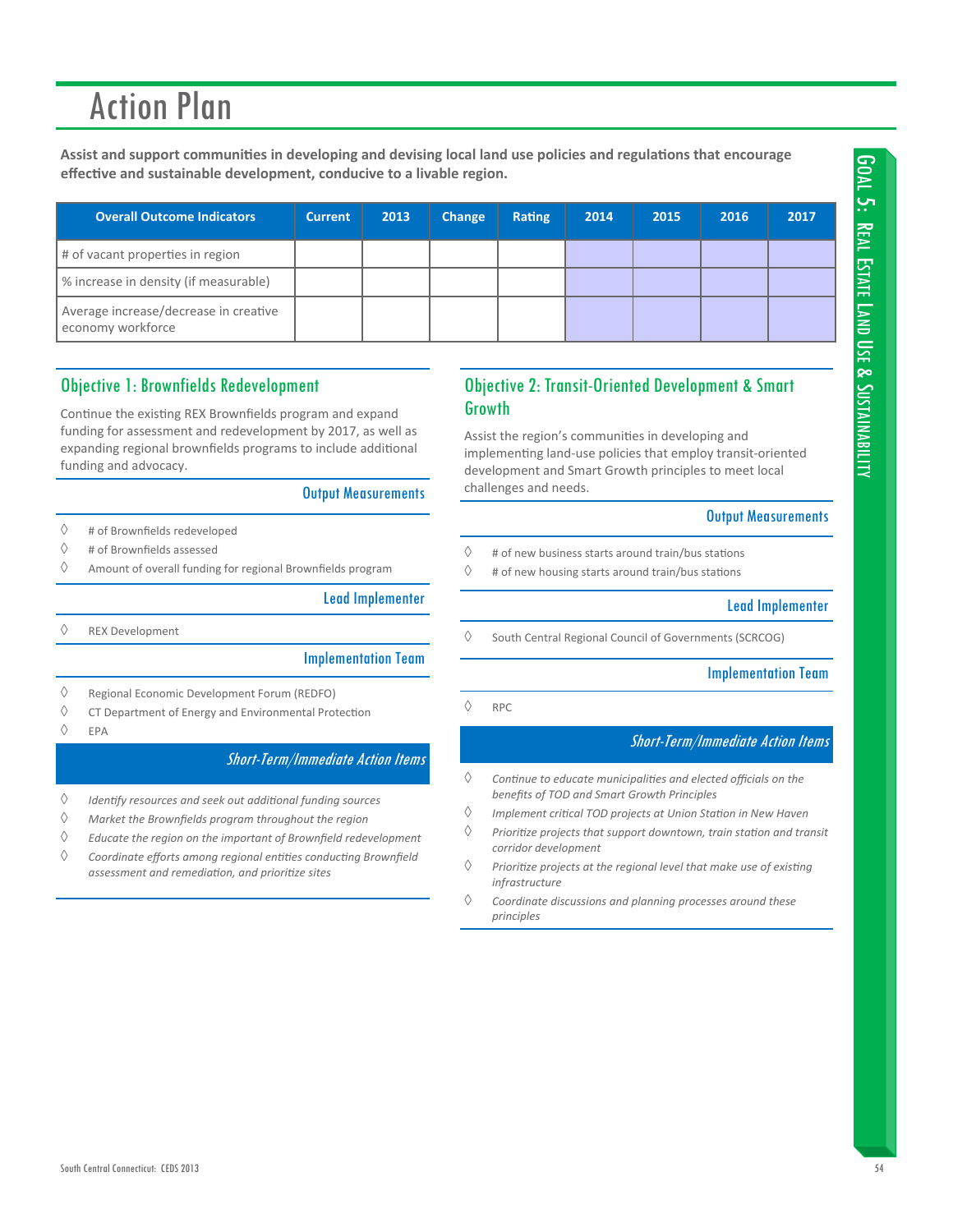# Action Plan

**Assist and support communities in developing and devising local land use policies and regulations that encourage effective and sustainable development, conducive to a livable region.**

| Overall Outcome Indicators | Current | 2013 | Change | Rating | 2014 | 2015 | 2016 | 2017 |
|---|---|---|---|---|---|---|---|---|
| # of vacant properties in region | | | | | | | | |
| % increase in density (if measurable) | | | | | | | | |
| Average increase/decrease in creative economy workforce | | | | | | | | |

## Objective 1: Brownfields Redevelopment

Continue the existing REX Brownfields program and expand funding for assessment and redevelopment by 2017, as well as expanding regional brownfields programs to include additional funding and advocacy.

### Output Measurements

- # of Brownfields redeveloped
- # of Brownfields assessed
- Amount of overall funding for regional Brownfields program

### Lead Implementer

- REX Development

### Implementation Team

- Regional Economic Development Forum (REDFO)
- CT Department of Energy and Environmental Protection
- EPA

### *Short-Term/Immediate Action Items*

- *Identify resources and seek out additional funding sources*
- *Market the Brownfields program throughout the region*
- *Educate the region on the important of Brownfield redevelopment*
- *Coordinate efforts among regional entities conducting Brownfield assessment and remediation, and prioritize sites*

## Objective 2: Transit-Oriented Development & Smart Growth

Assist the region's communities in developing and implementing land-use policies that employ transit-oriented development and Smart Growth principles to meet local challenges and needs.

### Output Measurements

- # of new business starts around train/bus stations
- # of new housing starts around train/bus stations

### Lead Implementer

- South Central Regional Council of Governments (SCRCOG)

### Implementation Team

- RPC

### *Short-Term/Immediate Action Items*

- *Continue to educate municipalities and elected officials on the benefits of TOD and Smart Growth Principles*
- *Implement critical TOD projects at Union Station in New Haven*
- *Prioritize projects that support downtown, train station and transit corridor development*
- *Prioritize projects at the regional level that make use of existing infrastructure*
- *Coordinate discussions and planning processes around these principles*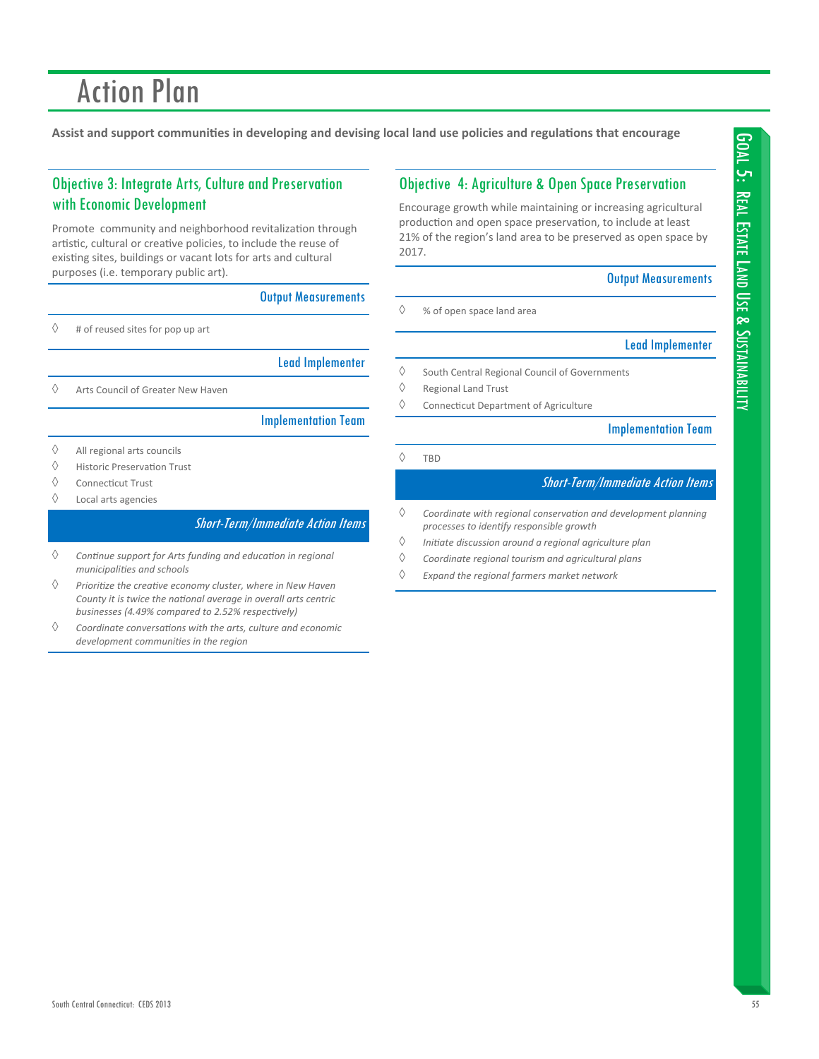# Action Plan

**Assist and support communities in developing and devising local land use policies and regulations that encourage**

## Objective 3: Integrate Arts, Culture and Preservation with Economic Development

Promote community and neighborhood revitalization through artistic, cultural or creative policies, to include the reuse of existing sites, buildings or vacant lots for arts and cultural purposes (i.e. temporary public art).

### Output Measurements

- # of reused sites for pop up art

### Lead Implementer

- Arts Council of Greater New Haven

### Implementation Team

- All regional arts councils
- Historic Preservation Trust
- Connecticut Trust
- Local arts agencies

### *Short-Term/Immediate Action Items*

- *Continue support for Arts funding and education in regional municipalities and schools*
- *Prioritize the creative economy cluster, where in New Haven County it is twice the national average in overall arts centric businesses (4.49% compared to 2.52% respectively)*
- *Coordinate conversations with the arts, culture and economic development communities in the region*

## Objective 4: Agriculture & Open Space Preservation

Encourage growth while maintaining or increasing agricultural production and open space preservation, to include at least 21% of the region's land area to be preserved as open space by 2017.

### Output Measurements

- % of open space land area

### Lead Implementer

- South Central Regional Council of Governments
- Regional Land Trust
- Connecticut Department of Agriculture

### Implementation Team

- TBD

### *Short-Term/Immediate Action Items*

- *Coordinate with regional conservation and development planning processes to identify responsible growth*
- *Initiate discussion around a regional agriculture plan*
- *Coordinate regional tourism and agricultural plans*
- *Expand the regional farmers market network*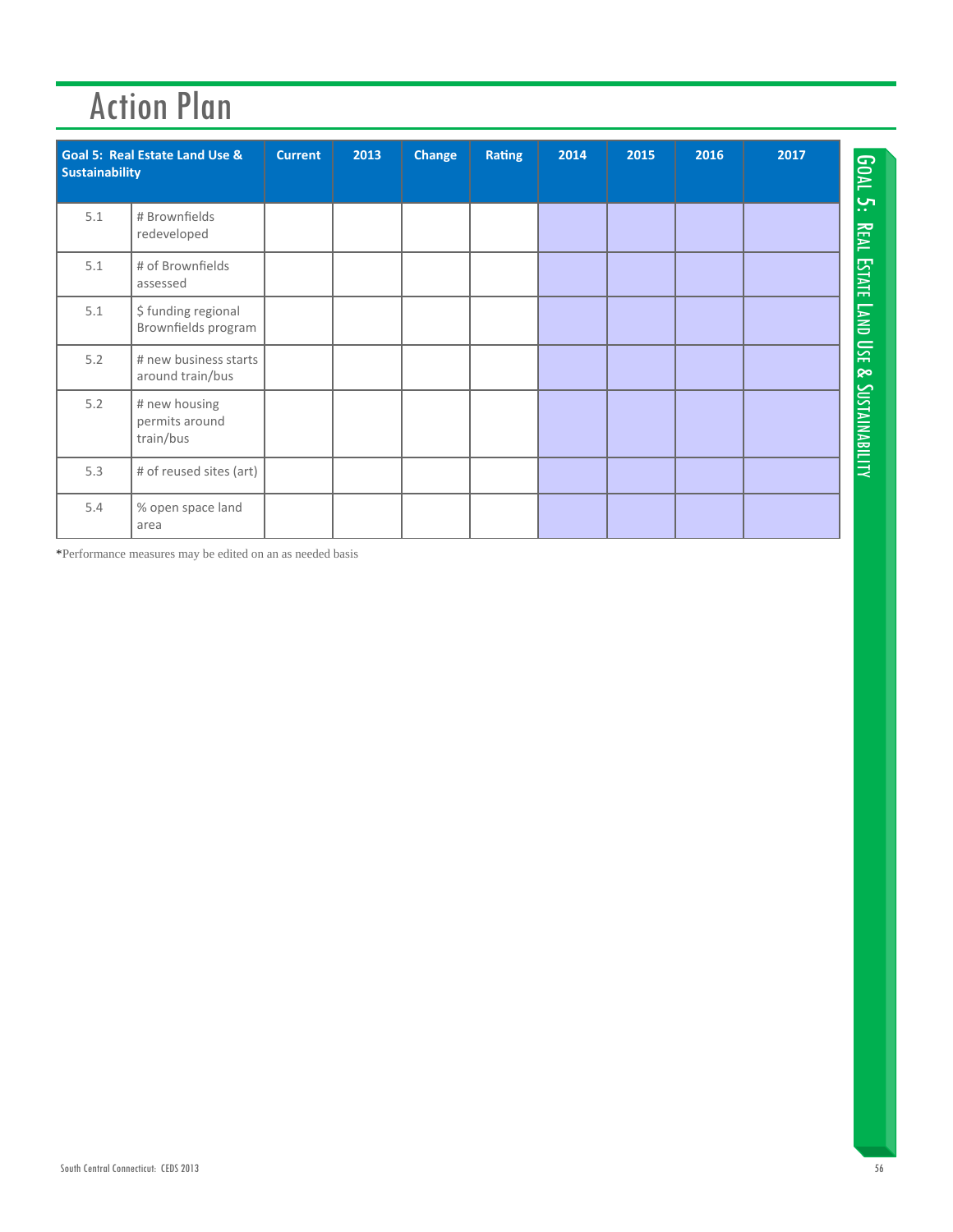# Action Plan

| Goal 5: Real Estate Land Use & Sustainability | | Current | 2013 | Change | Rating | 2014 | 2015 | 2016 | 2017 |
|---|---|---|---|---|---|---|---|---|---|
| 5.1 | # Brownfields redeveloped | | | | | | | | |
| 5.1 | # of Brownfields assessed | | | | | | | | |
| 5.1 | $ funding regional Brownfields program | | | | | | | | |
| 5.2 | # new business starts around train/bus | | | | | | | | |
| 5.2 | # new housing permits around train/bus | | | | | | | | |
| 5.3 | # of reused sites (art) | | | | | | | | |
| 5.4 | % open space land area | | | | | | | | |

*Performance measures may be edited on an as needed basis

Goal 5: Real Estate Land Use & Sustainability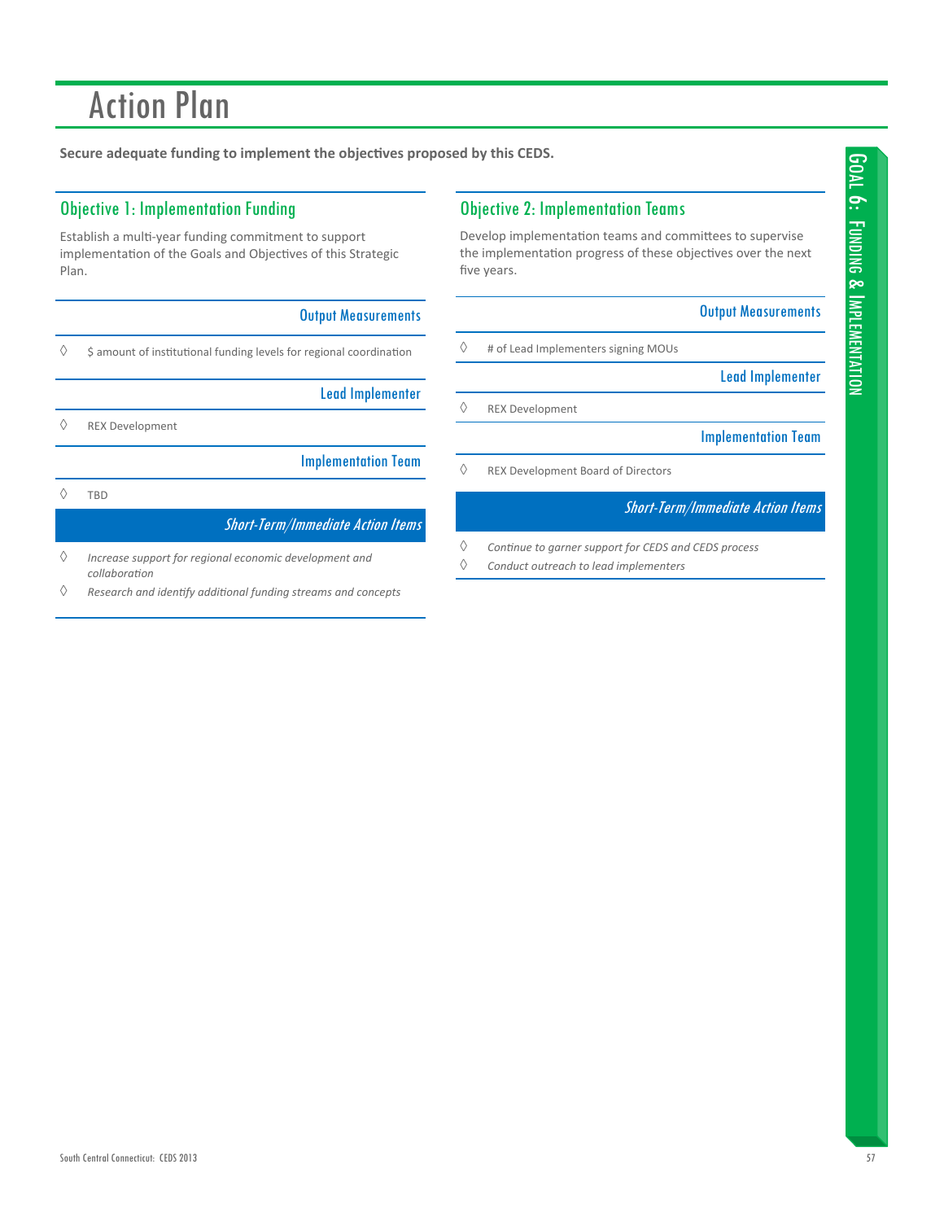# Action Plan

**Secure adequate funding to implement the objectives proposed by this CEDS.**

## Objective 1: Implementation Funding

Establish a multi-year funding commitment to support implementation of the Goals and Objectives of this Strategic Plan.

### Output Measurements

◊ $ amount of institutional funding levels for regional coordination

### Lead Implementer

◊ REX Development

### Implementation Team

◊ TBD

### *Short-Term/Immediate Action Items*

◊ *Increase support for regional economic development and collaboration*

◊ *Research and identify additional funding streams and concepts*

## Objective 2: Implementation Teams

Develop implementation teams and committees to supervise the implementation progress of these objectives over the next five years.

### Output Measurements

◊ # of Lead Implementers signing MOUs

### Lead Implementer

◊ REX Development

### Implementation Team

◊ REX Development Board of Directors

### *Short-Term/Immediate Action Items*

◊ *Continue to garner support for CEDS and CEDS process*

◊ *Conduct outreach to lead implementers*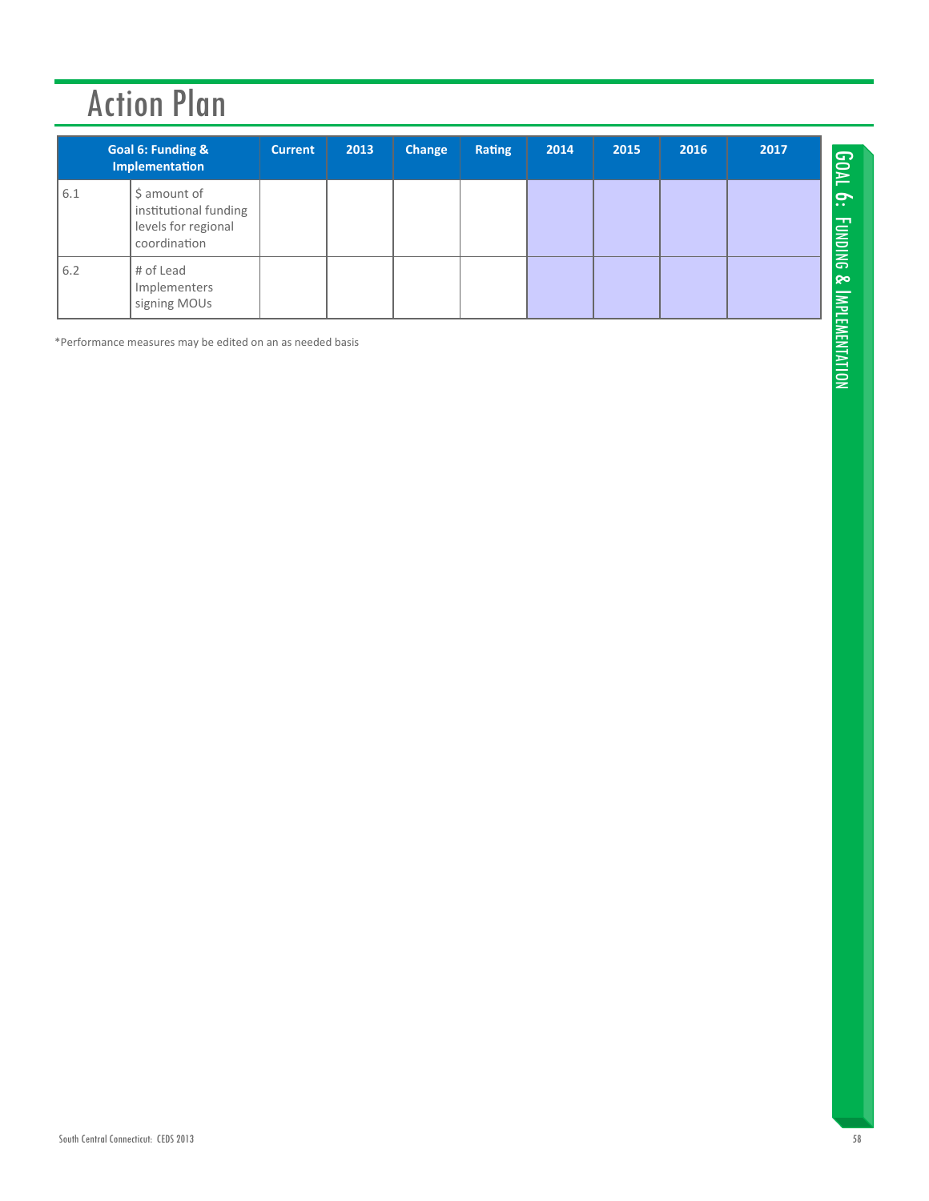# Action Plan

| Goal 6: Funding & Implementation | | Current | 2013 | Change | Rating | 2014 | 2015 | 2016 | 2017 |
|---|---|---|---|---|---|---|---|---|---|
| 6.1 | $ amount of institutional funding levels for regional coordination | | | | | | | | |
| 6.2 | # of Lead Implementers signing MOUs | | | | | | | | |

*Performance measures may be edited on an as needed basis